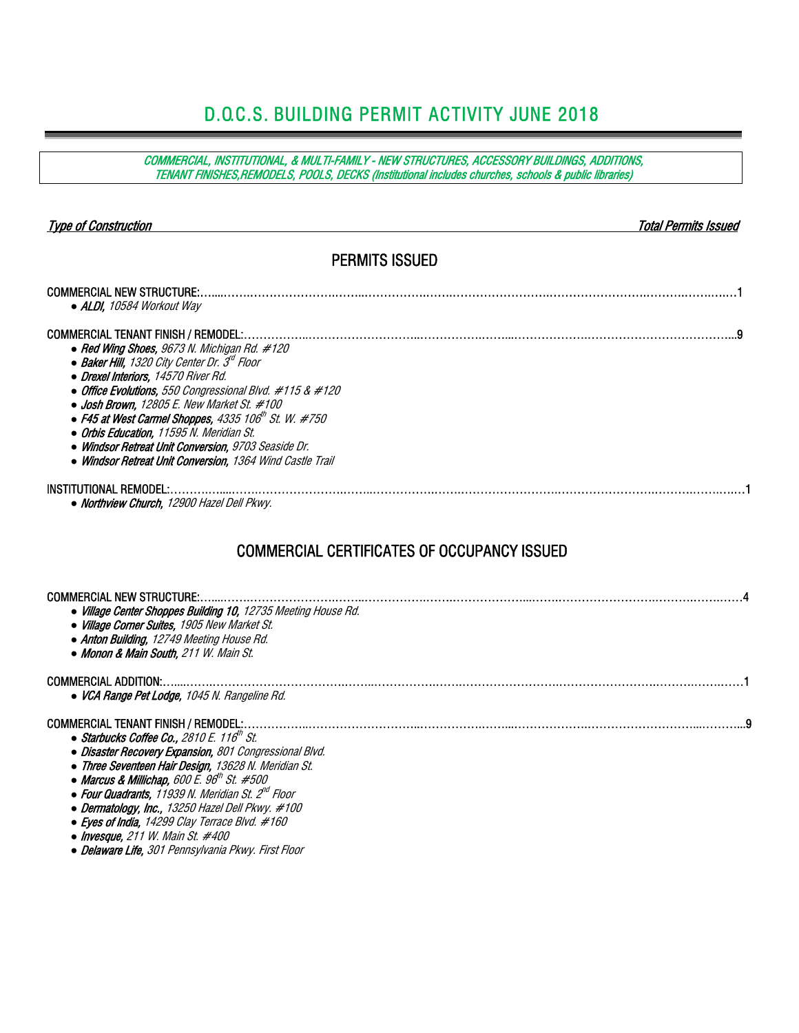# D.O.C.S. BUILDING PERMIT ACTIVITY JUNE 2018

***COMMERCIAL, INSTITUTIONAL, & MULTI-FAMILY - NEW STRUCTURES, ACCESSORY BUILDINGS, ADDITIONS, TENANT FINISHES,REMODELS, POOLS, DECKS (Institutional includes churches, schools & public libraries)***

| *Type of Construction* | *Total Permits Issued* |
|---|---|

## PERMITS ISSUED

COMMERCIAL NEW STRUCTURE:……………………………………………………………………………………………………………1

- ***ALDI,*** *10584 Workout Way*

COMMERCIAL TENANT FINISH / REMODEL:……………………………………………………………………………………………………9

- ***Red Wing Shoes,*** *9673 N. Michigan Rd. #120*
- ***Baker Hill,*** *1320 City Center Dr. 3rd Floor*
- ***Drexel Interiors,*** *14570 River Rd.*
- ***Office Evolutions,*** *550 Congressional Blvd. #115 & #120*
- ***Josh Brown,*** *12805 E. New Market St. #100*
- ***F45 at West Carmel Shoppes,*** *4335 106th St. W. #750*
- ***Orbis Education,*** *11595 N. Meridian St.*
- ***Windsor Retreat Unit Conversion,*** *9703 Seaside Dr.*
- ***Windsor Retreat Unit Conversion,*** *1364 Wind Castle Trail*

INSTITUTIONAL REMODEL:……………………………………………………………………………………………………………………1

- ***Northview Church,*** *12900 Hazel Dell Pkwy.*

## COMMERCIAL CERTIFICATES OF OCCUPANCY ISSUED

COMMERCIAL NEW STRUCTURE:……………………………………………………………………………………………………………4

- ***Village Center Shoppes Building 10,*** *12735 Meeting House Rd.*
- ***Village Corner Suites,*** *1905 New Market St.*
- ***Anton Building,*** *12749 Meeting House Rd.*
- ***Monon & Main South,*** *211 W. Main St.*

COMMERCIAL ADDITION:……………………………………………………………………………………………………………………1

- ***VCA Range Pet Lodge,*** *1045 N. Rangeline Rd.*

COMMERCIAL TENANT FINISH / REMODEL:……………………………………………………………………………………………………9

- ***Starbucks Coffee Co.,*** *2810 E. 116th St.*
- ***Disaster Recovery Expansion,*** *801 Congressional Blvd.*
- ***Three Seventeen Hair Design,*** *13628 N. Meridian St.*
- ***Marcus & Millichap,*** *600 E. 96th St. #500*
- ***Four Quadrants,*** *11939 N. Meridian St. 2nd Floor*
- ***Dermatology, Inc.,*** *13250 Hazel Dell Pkwy. #100*
- ***Eyes of India,*** *14299 Clay Terrace Blvd. #160*
- ***Invesque,*** *211 W. Main St. #400*
- ***Delaware Life,*** *301 Pennsylvania Pkwy. First Floor*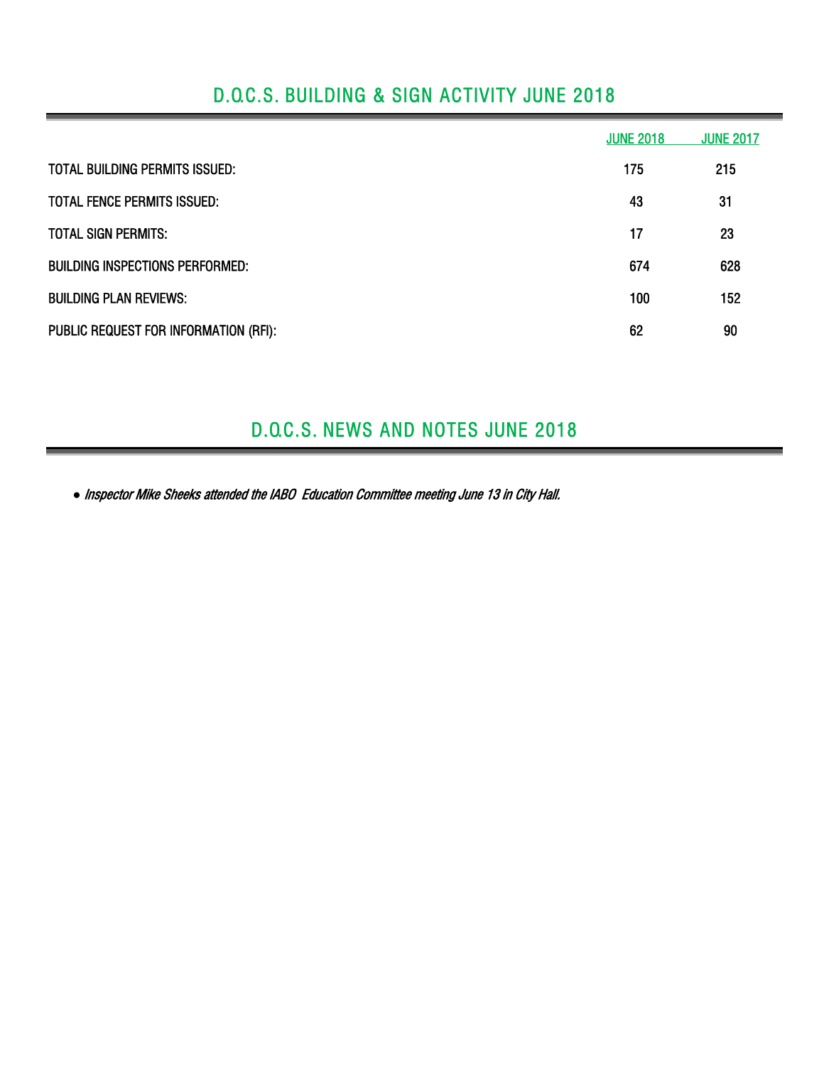## D.O.C.S. BUILDING & SIGN ACTIVITY JUNE 2018

| | JUNE 2018 | JUNE 2017 |
|---|---|---|
| TOTAL BUILDING PERMITS ISSUED: | 175 | 215 |
| TOTAL FENCE PERMITS ISSUED: | 43 | 31 |
| TOTAL SIGN PERMITS: | 17 | 23 |
| BUILDING INSPECTIONS PERFORMED: | 674 | 628 |
| BUILDING PLAN REVIEWS: | 100 | 152 |
| PUBLIC REQUEST FOR INFORMATION (RFI): | 62 | 90 |

## D.O.C.S. NEWS AND NOTES JUNE 2018

- *Inspector Mike Sheeks attended the IABO Education Committee meeting June 13 in City Hall.*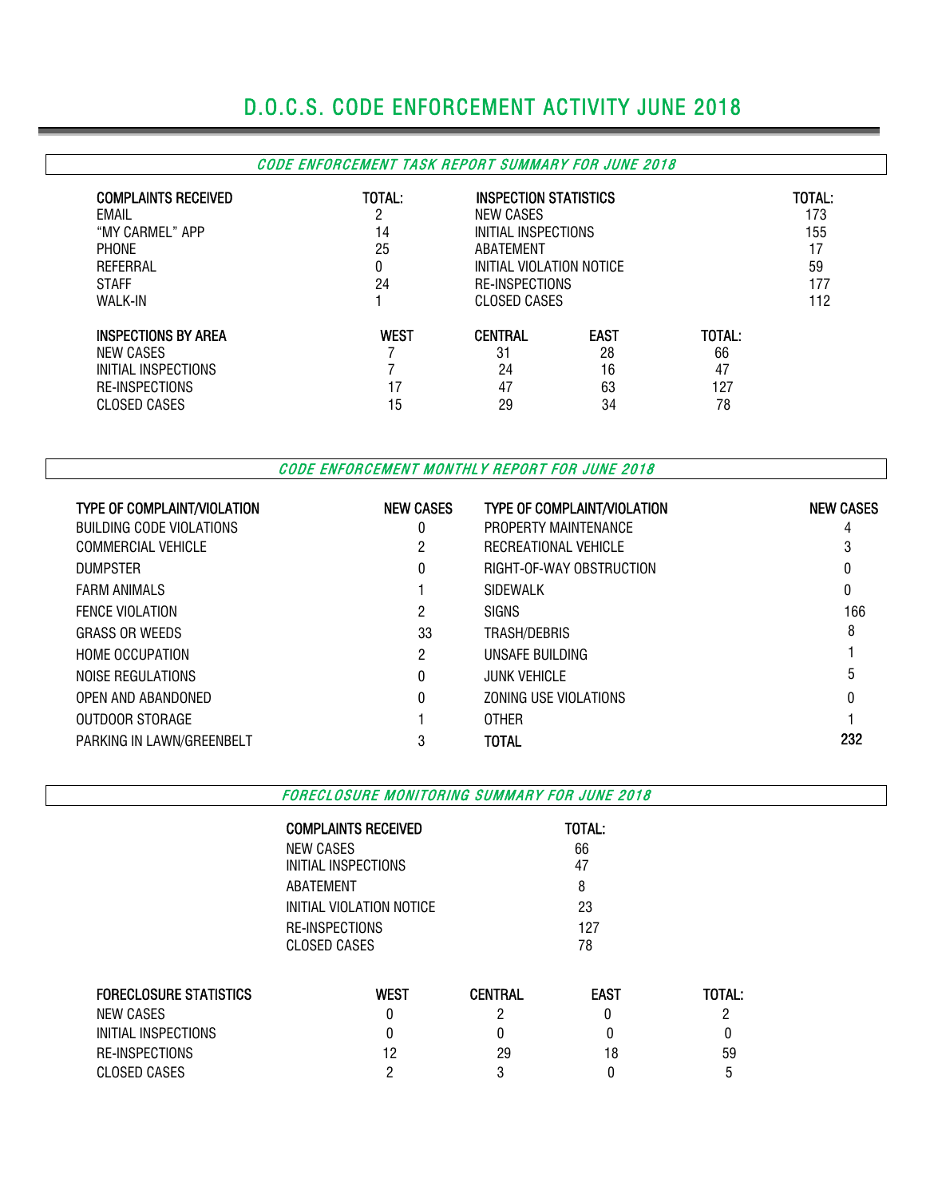# D.O.C.S. CODE ENFORCEMENT ACTIVITY JUNE 2018

## *CODE ENFORCEMENT TASK REPORT SUMMARY FOR JUNE 2018*

| COMPLAINTS RECEIVED | TOTAL: | INSPECTION STATISTICS | TOTAL: |
|---|---|---|---|
| EMAIL | 2 | NEW CASES | 173 |
| "MY CARMEL" APP | 14 | INITIAL INSPECTIONS | 155 |
| PHONE | 25 | ABATEMENT | 17 |
| REFERRAL | 0 | INITIAL VIOLATION NOTICE | 59 |
| STAFF | 24 | RE-INSPECTIONS | 177 |
| WALK-IN | 1 | CLOSED CASES | 112 |

| INSPECTIONS BY AREA | WEST | CENTRAL | EAST | TOTAL: |
|---|---|---|---|---|
| NEW CASES | 7 | 31 | 28 | 66 |
| INITIAL INSPECTIONS | 7 | 24 | 16 | 47 |
| RE-INSPECTIONS | 17 | 47 | 63 | 127 |
| CLOSED CASES | 15 | 29 | 34 | 78 |

## *CODE ENFORCEMENT MONTHLY REPORT FOR JUNE 2018*

| TYPE OF COMPLAINT/VIOLATION | NEW CASES | TYPE OF COMPLAINT/VIOLATION | NEW CASES |
|---|---|---|---|
| BUILDING CODE VIOLATIONS | 0 | PROPERTY MAINTENANCE | 4 |
| COMMERCIAL VEHICLE | 2 | RECREATIONAL VEHICLE | 3 |
| DUMPSTER | 0 | RIGHT-OF-WAY OBSTRUCTION | 0 |
| FARM ANIMALS | 1 | SIDEWALK | 0 |
| FENCE VIOLATION | 2 | SIGNS | 166 |
| GRASS OR WEEDS | 33 | TRASH/DEBRIS | 8 |
| HOME OCCUPATION | 2 | UNSAFE BUILDING | 1 |
| NOISE REGULATIONS | 0 | JUNK VEHICLE | 5 |
| OPEN AND ABANDONED | 0 | ZONING USE VIOLATIONS | 0 |
| OUTDOOR STORAGE | 1 | OTHER | 1 |
| PARKING IN LAWN/GREENBELT | 3 | **TOTAL** | **232** |

## *FORECLOSURE MONITORING SUMMARY FOR JUNE 2018*

| COMPLAINTS RECEIVED | TOTAL: |
|---|---|
| NEW CASES | 66 |
| INITIAL INSPECTIONS | 47 |
| ABATEMENT | 8 |
| INITIAL VIOLATION NOTICE | 23 |
| RE-INSPECTIONS | 127 |
| CLOSED CASES | 78 |

| FORECLOSURE STATISTICS | WEST | CENTRAL | EAST | TOTAL: |
|---|---|---|---|---|
| NEW CASES | 0 | 2 | 0 | 2 |
| INITIAL INSPECTIONS | 0 | 0 | 0 | 0 |
| RE-INSPECTIONS | 12 | 29 | 18 | 59 |
| CLOSED CASES | 2 | 3 | 0 | 5 |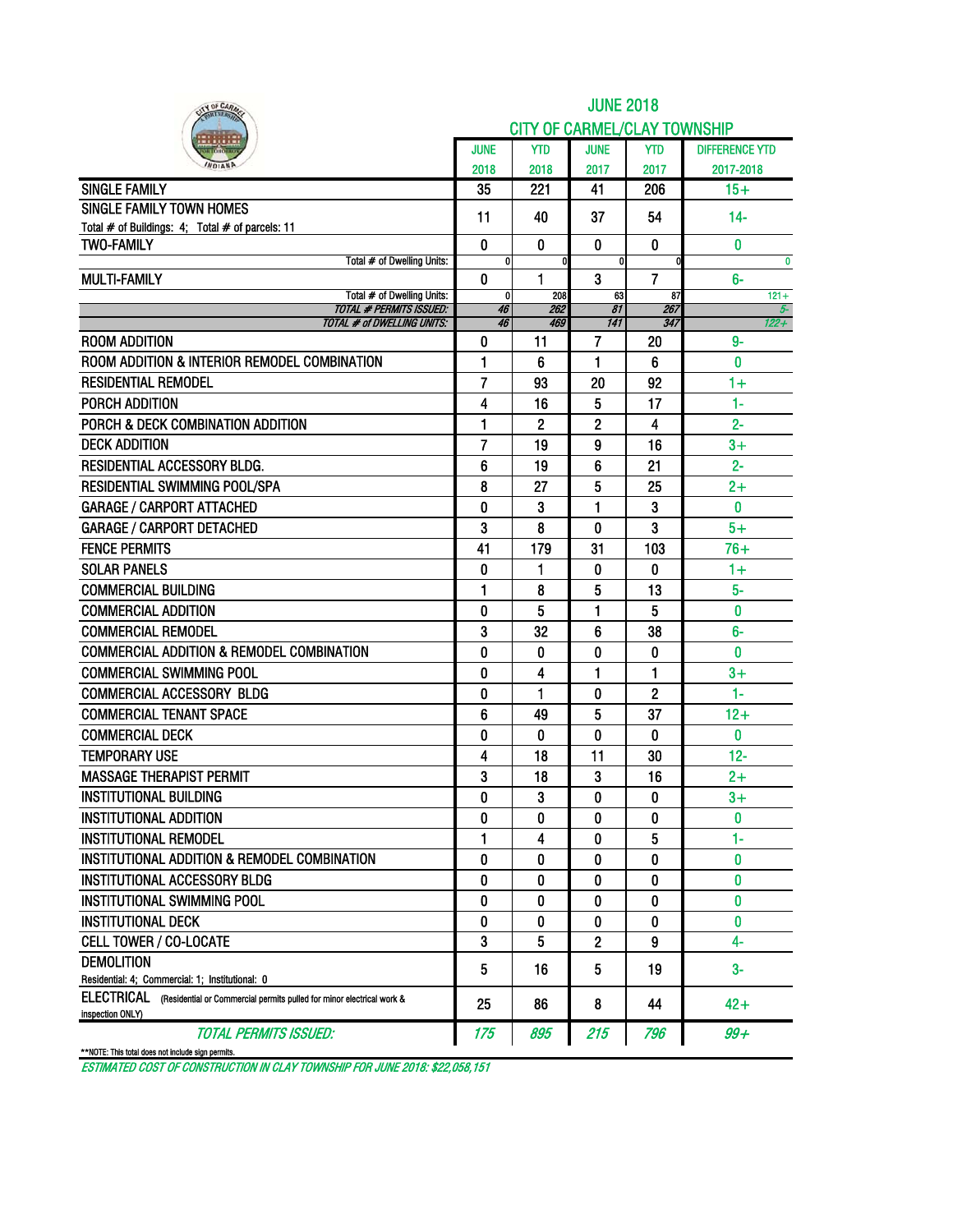# JUNE 2018

## CITY OF CARMEL/CLAY TOWNSHIP

| | JUNE 2018 | YTD 2018 | JUNE 2017 | YTD 2017 | DIFFERENCE YTD 2017-2018 |
|---|---|---|---|---|---|
| SINGLE FAMILY | 35 | 221 | 41 | 206 | 15+ |
| SINGLE FAMILY TOWN HOMES<br>Total # of Buildings: 4; Total # of parcels: 11 | 11 | 40 | 37 | 54 | 14- |
| TWO-FAMILY | 0 | 0 | 0 | 0 | 0 |
| Total # of Dwelling Units: | 0 | 0 | 0 | 0 | 0 |
| MULTI-FAMILY | 0 | 1 | 3 | 7 | 6- |
| Total # of Dwelling Units: | 0 | 208 | 63 | 87 | 121+ |
| *TOTAL # PERMITS ISSUED:* | *46* | *262* | *81* | *267* | *5-* |
| *TOTAL # of DWELLING UNITS:* | *46* | *469* | *141* | *347* | *122+* |
| ROOM ADDITION | 0 | 11 | 7 | 20 | 9- |
| ROOM ADDITION & INTERIOR REMODEL COMBINATION | 1 | 6 | 1 | 6 | 0 |
| RESIDENTIAL REMODEL | 7 | 93 | 20 | 92 | 1+ |
| PORCH ADDITION | 4 | 16 | 5 | 17 | 1- |
| PORCH & DECK COMBINATION ADDITION | 1 | 2 | 2 | 4 | 2- |
| DECK ADDITION | 7 | 19 | 9 | 16 | 3+ |
| RESIDENTIAL ACCESSORY BLDG. | 6 | 19 | 6 | 21 | 2- |
| RESIDENTIAL SWIMMING POOL/SPA | 8 | 27 | 5 | 25 | 2+ |
| GARAGE / CARPORT ATTACHED | 0 | 3 | 1 | 3 | 0 |
| GARAGE / CARPORT DETACHED | 3 | 8 | 0 | 3 | 5+ |
| FENCE PERMITS | 41 | 179 | 31 | 103 | 76+ |
| SOLAR PANELS | 0 | 1 | 0 | 0 | 1+ |
| COMMERCIAL BUILDING | 1 | 8 | 5 | 13 | 5- |
| COMMERCIAL ADDITION | 0 | 5 | 1 | 5 | 0 |
| COMMERCIAL REMODEL | 3 | 32 | 6 | 38 | 6- |
| COMMERCIAL ADDITION & REMODEL COMBINATION | 0 | 0 | 0 | 0 | 0 |
| COMMERCIAL SWIMMING POOL | 0 | 4 | 1 | 1 | 3+ |
| COMMERCIAL ACCESSORY BLDG | 0 | 1 | 0 | 2 | 1- |
| COMMERCIAL TENANT SPACE | 6 | 49 | 5 | 37 | 12+ |
| COMMERCIAL DECK | 0 | 0 | 0 | 0 | 0 |
| TEMPORARY USE | 4 | 18 | 11 | 30 | 12- |
| MASSAGE THERAPIST PERMIT | 3 | 18 | 3 | 16 | 2+ |
| INSTITUTIONAL BUILDING | 0 | 3 | 0 | 0 | 3+ |
| INSTITUTIONAL ADDITION | 0 | 0 | 0 | 0 | 0 |
| INSTITUTIONAL REMODEL | 1 | 4 | 0 | 5 | 1- |
| INSTITUTIONAL ADDITION & REMODEL COMBINATION | 0 | 0 | 0 | 0 | 0 |
| INSTITUTIONAL ACCESSORY BLDG | 0 | 0 | 0 | 0 | 0 |
| INSTITUTIONAL SWIMMING POOL | 0 | 0 | 0 | 0 | 0 |
| INSTITUTIONAL DECK | 0 | 0 | 0 | 0 | 0 |
| CELL TOWER / CO-LOCATE | 3 | 5 | 2 | 9 | 4- |
| DEMOLITION<br>Residential: 4; Commercial: 1; Institutional: 0 | 5 | 16 | 5 | 19 | 3- |
| ELECTRICAL (Residential or Commercial permits pulled for minor electrical work & inspection ONLY) | 25 | 86 | 8 | 44 | 42+ |
| *TOTAL PERMITS ISSUED:* | *175* | *895* | *215* | *796* | *99+* |

**NOTE: This total does not include sign permits.

*ESTIMATED COST OF CONSTRUCTION IN CLAY TOWNSHIP FOR JUNE 2018: $22,058,151*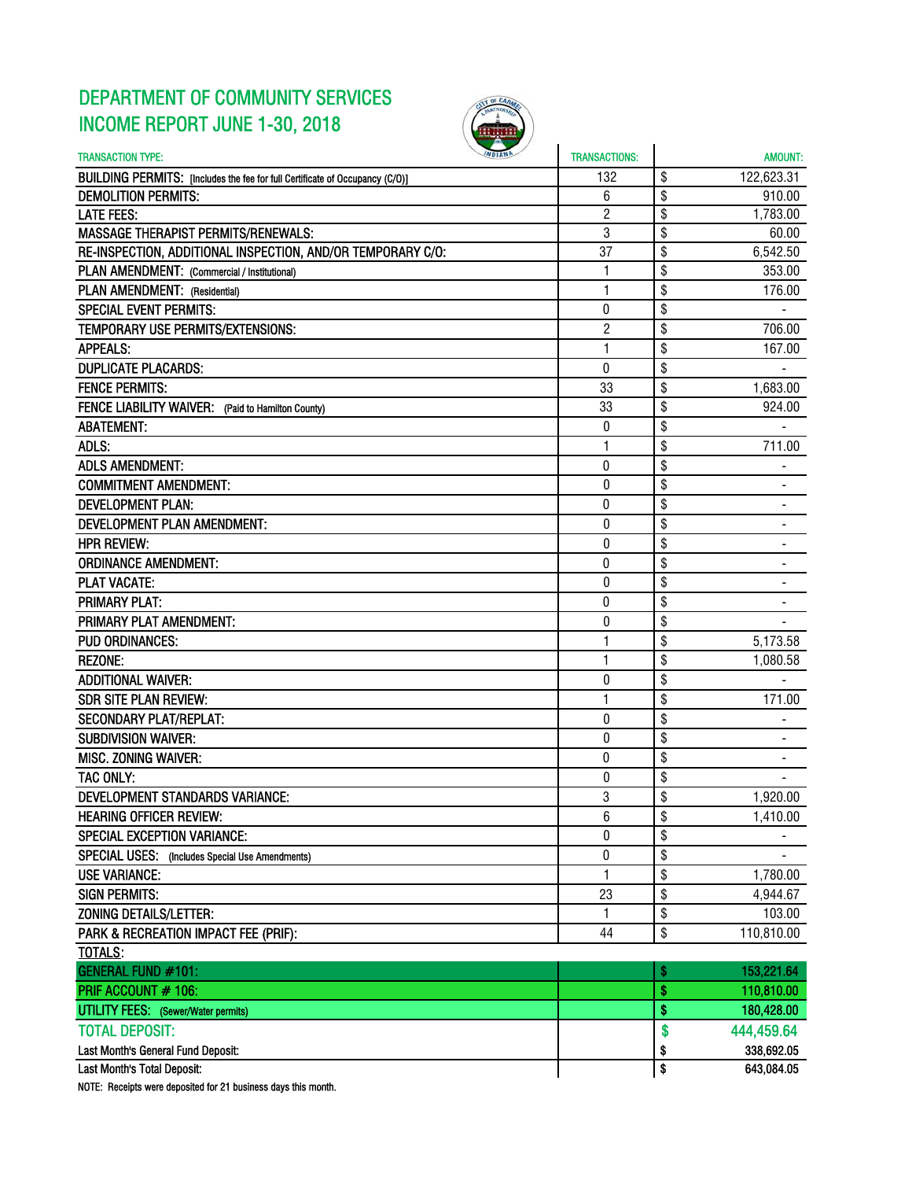# DEPARTMENT OF COMMUNITY SERVICES
# INCOME REPORT JUNE 1-30, 2018

| TRANSACTION TYPE: | TRANSACTIONS: | | AMOUNT: |
|---|---|---|---|
| BUILDING PERMITS: [Includes the fee for full Certificate of Occupancy (C/O)] | 132 | $ | 122,623.31 |
| DEMOLITION PERMITS: | 6 | $ | 910.00 |
| LATE FEES: | 2 | $ | 1,783.00 |
| MASSAGE THERAPIST PERMITS/RENEWALS: | 3 | $ | 60.00 |
| RE-INSPECTION, ADDITIONAL INSPECTION, AND/OR TEMPORARY C/O: | 37 | $ | 6,542.50 |
| PLAN AMENDMENT: (Commercial / Institutional) | 1 | $ | 353.00 |
| PLAN AMENDMENT: (Residential) | 1 | $ | 176.00 |
| SPECIAL EVENT PERMITS: | 0 | $ | - |
| TEMPORARY USE PERMITS/EXTENSIONS: | 2 | $ | 706.00 |
| APPEALS: | 1 | $ | 167.00 |
| DUPLICATE PLACARDS: | 0 | $ | - |
| FENCE PERMITS: | 33 | $ | 1,683.00 |
| FENCE LIABILITY WAIVER: (Paid to Hamilton County) | 33 | $ | 924.00 |
| ABATEMENT: | 0 | $ | - |
| ADLS: | 1 | $ | 711.00 |
| ADLS AMENDMENT: | 0 | $ | - |
| COMMITMENT AMENDMENT: | 0 | $ | - |
| DEVELOPMENT PLAN: | 0 | $ | - |
| DEVELOPMENT PLAN AMENDMENT: | 0 | $ | - |
| HPR REVIEW: | 0 | $ | - |
| ORDINANCE AMENDMENT: | 0 | $ | - |
| PLAT VACATE: | 0 | $ | - |
| PRIMARY PLAT: | 0 | $ | - |
| PRIMARY PLAT AMENDMENT: | 0 | $ | - |
| PUD ORDINANCES: | 1 | $ | 5,173.58 |
| REZONE: | 1 | $ | 1,080.58 |
| ADDITIONAL WAIVER: | 0 | $ | - |
| SDR SITE PLAN REVIEW: | 1 | $ | 171.00 |
| SECONDARY PLAT/REPLAT: | 0 | $ | - |
| SUBDIVISION WAIVER: | 0 | $ | - |
| MISC. ZONING WAIVER: | 0 | $ | - |
| TAC ONLY: | 0 | $ | - |
| DEVELOPMENT STANDARDS VARIANCE: | 3 | $ | 1,920.00 |
| HEARING OFFICER REVIEW: | 6 | $ | 1,410.00 |
| SPECIAL EXCEPTION VARIANCE: | 0 | $ | - |
| SPECIAL USES: (Includes Special Use Amendments) | 0 | $ | - |
| USE VARIANCE: | 1 | $ | 1,780.00 |
| SIGN PERMITS: | 23 | $ | 4,944.67 |
| ZONING DETAILS/LETTER: | 1 | $ | 103.00 |
| PARK & RECREATION IMPACT FEE (PRIF): | 44 | $ | 110,810.00 |
| TOTALS: | | | |
| GENERAL FUND #101: | | $ | 153,221.64 |
| PRIF ACCOUNT # 106: | | $ | 110,810.00 |
| UTILITY FEES: (Sewer/Water permits) | | $ | 180,428.00 |
| TOTAL DEPOSIT: | | $ | 444,459.64 |
| Last Month's General Fund Deposit: | | $ | 338,692.05 |
| Last Month's Total Deposit: | | $ | 643,084.05 |

NOTE: Receipts were deposited for 21 business days this month.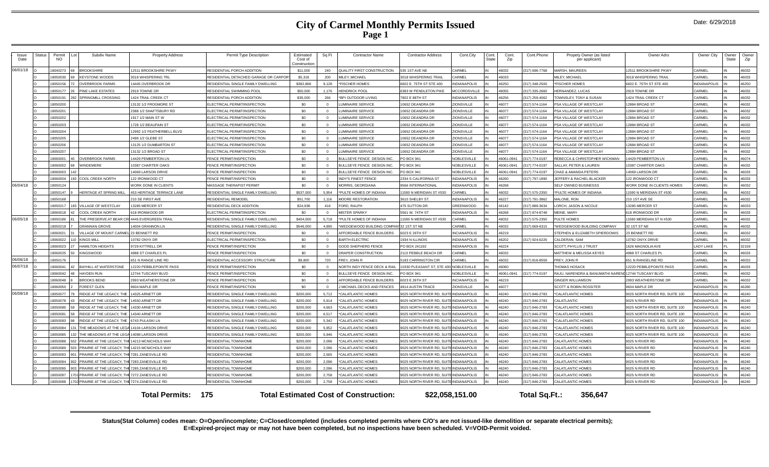# City of Carmel Monthly Permits Issued

Date: 6/29/2018

| Issue Date | Status | Permit NO | Lot | Subdiv Name | Property Address | Permit Type Description | Estimated Cost of Construction | Sq Ft | Contractor Name | Contractor Address | Cont.City | Cont. State | Cont. Zip | Cont.Phone | Propety Owner (as listed per applicant) | Owner Adrs | Owner City | Owner State | Owner Zip |
|---|---|---|---|---|---|---|---|---|---|---|---|---|---|---|---|---|---|---|---|
| 06/01/18 | O | 18040273 | 69 | BROOKSHIRE | 12511 BROOKSHIRE PKWY | RESIDENTIAL PORCH ADDITION | $11,000 | 240 | QUALITY FIRST CONSTRUCTION | 535 1ST AVE NE | CARMEL | IN | 46032 | (317) 696-7768 | MARSH, MAUREEN | 12511 BROOKSHIRE PKWY | CARMEL | IN | 46032 |
| | O | 18050030 | 69 | KEYSTONE WOODS | 3018 WHISPERING TRL | RESIDENTIAL DETACHED GARAGE OR CARPORT | $5,318 | 200 | MILEY, MICHAEL | 3018 WHISPERING TRAIL | CARMEL | IN | 46033 | | MILEY, MICHAEL | 3018 WHISPERING TRAIL | CARMEL | IN | 46033 |
| | O | 18050156 | 72 | OVERBROOK FARMS | 14445 OVERBROOK DR | RESIDENTIAL SINGLE FAMILY DWELLING | $382,868 | 9,128 | *FISCHER HOMES | 6602 E. 75TH ST STE 400 | INDIANAPOLIS | IN | 46250 | (317) 348-2500 | *FISCHER HOMES | 6602 E. 75TH ST STE 400 | INDIANAPOLIS | IN | 46250 |
| | O | 18050177 | 26 | PINE LAKE ESTATES | 2919 TOWNE DR | RESIDENTIAL SWIMMING POOL | $50,000 | 1,176 | HENDRICK POOL | 6383 W PENDLETON PIKE | MCCORDSVILLE | IN | 46055 | (317) 335-2660 | HERNANDEZ, LUCAS | 2919 TOWNE DR | CARMEL | IN | 46032 |
| | O | 18050191 | 282 | SPRINGMILL CROSSING | 1424 TRAIL CREEK CT | RESIDENTIAL PORCH ADDITION | $35,000 | 266 | *BPI OUTDOOR LIVING | 7802 E 88TH ST | INDIANAPOLIS | IN | 46256 | (317) 259-4062 | TOWNSLEY, TONY & SUSAN | 1424 TRAIL CREEK CT | CARMEL | IN | 46032 |
| | O | 18050200 | | | 13132 1/2 FROGMORE ST | ELECTRICAL PERMIT/INSPECTION | $0 | 0 | LUMINAIRE SERVICE | 10652 DEANDRA DR | ZIONSVILLE | IN | 46077 | (317) 574-1164 | PSA VILLAGE OF WESTCLAY | 12884 BROAD ST | CARMEL | IN | 46032 |
| | O | 18050201 | | | 2388 1/2 SHAFTSBURY RD | ELECTRICAL PERMIT/INSPECTION | $0 | 0 | LUMINAIRE SERVICE | 10652 DEANDRA DR | ZIONSVILLE | IN | 46077 | (317) 574-1164 | PSA VILLAGE OF WESTCLAY | 12884 BROAD ST | CARMEL | IN | 46032 |
| | O | 18050202 | | | 1917 1/2 MAIN ST W | ELECTRICAL PERMIT/INSPECTION | $0 | 0 | LUMINAIRE SERVICE | 10652 DEANDRA DR | ZIONSVILLE | IN | 46077 | (317) 574-1164 | PSA VILLAGE OF WESTCLAY | 12884 BROAD ST | CARMEL | IN | 46032 |
| | O | 18050203 | | | 1728 1/2 BEAUFAIN ST | ELECTRICAL PERMIT/INSPECTION | $0 | 0 | LUMINAIRE SERVICE | 10652 DEANDRA DR | ZIONSVILLE | IN | 46077 | (317) 574-1164 | PSA VILLAGE OF WESTCLAY | 12884 BROAD ST | CARMEL | IN | 46032 |
| | O | 18050204 | | | 12992 1/2 FEATHERBELL BLVD | ELECTRICAL PERMIT/INSPECTION | $0 | 0 | LUMINAIRE SERVICE | 10652 DEANDRA DR | ZIONSVILLE | IN | 46077 | (317) 574-1164 | PSA VILLAGE OF WESTCLAY | 12884 BROAD ST | CARMEL | IN | 46032 |
| | O | 18050205 | | | 2499 1/2 GLEBE ST. | ELECTRICAL PERMIT/INSPECTION | $0 | 0 | LUMINAIRE SERVICE | 10652 DEANDRA DR | ZIONSVILLE | IN | 46077 | (317) 574-1164 | PSA VILLAGE OF WESTCLAY | 12884 BROAD ST | CARMEL | IN | 46032 |
| | O | 18050206 | | | 13125 1/2 DUMBARTON ST | ELECTRICAL PERMIT/INSPECTION | $0 | 0 | LUMINAIRE SERVICE | 10652 DEANDRA DR | ZIONSVILLE | IN | 46077 | (317) 574-1164 | PSA VILLAGE OF WESTCLAY | 12884 BROAD ST | CARMEL | IN | 46032 |
| | O | 18050207 | | | 13132 1/2 BROAD ST | ELECTRICAL PERMIT/INSPECTION | $0 | 0 | LUMINAIRE SERVICE | 10652 DEANDRA DR | ZIONSVILLE | IN | 46077 | (317) 574-1164 | PSA VILLAGE OF WESTCLAY | 12884 BROAD ST | CARMEL | IN | 46032 |
| | O | 18060001 | 40 | OVERBROOK FARMS | 14429 PEMBERTON LN | FENCE PERMIT/INSPECTION | $0 | 0 | BULLSEYE FENCE DESIGN INC. | PO BOX 941 | NOBLESVILLE | IN | 46061-0941 | (317) 774-0197 | REBECCA & CHRISTOPHER WICKMAN | 14429 PEMBERTON LN | CARMEL | IN | 46074 |
| | O | 18060002 | 68 | WINDEMERE | 10387 CHARTER OAKS | FENCE PERMIT/INSPECTION | $0 | 0 | BULLSEYE FENCE DESIGN INC. | PO BOX 941 | NOBLESVILLE | IN | 46061-0941 | (317) 774-0197 | SALLAY, PETER & LAUREN | 10387 CHARTER OAKS | CARMEL | IN | 46032 |
| | O | 18060003 | 142 | | 14069 LARSON DRIVE | FENCE PERMIT/INSPECTION | $0 | 0 | BULLSEYE FENCE DESIGN INC. | PO BOX 941 | NOBLESVILLE | IN | 46061-0941 | (317) 774-0197 | CHAD & AMANDA PETERS | 14069 LARSON DR | CARMEL | IN | 46033 |
| | O | 18060004 | 193 | COOL CREEK NORTH | 122 IRONWOOD CT | FENCE PERMIT/INSPECTION | $0 | 0 | INDY'S FINEST FENCE | 2334 S CALIFORNIA ST | INDIANAPOLIS | IN | 46260 | (317) 797-1890 | JEFFERY & RACHEL BLACKER | 122 IRONWOOD CT | CARMEL | IN | 46033 |
| 06/04/18 | O | 18050124 | | | WORK DONE IN CLIENTS | MASSAGE THERAPIST PERMIT | $0 | 0 | MORRIS, GEORGIANA | 9566 INTERNATIONAL | INDIANAPOLIS | IN | 46268 | | SELF OWNED BUSINESSS | WORK DONE IN CLIENTS HOMES | CARMEL | IN | 46032 |
| | O | 18050147 | 9 | HERITAGE AT SPRING MILL | 453 HERITAGE TERRACE LANE | RESIDENTIAL SINGLE FAMILY DWELLING | $537,000 | 5,954 | *PULTE HOMES OF INDIANA | 11590 N MERIDIAN ST #530 | CARMEL | IN | 46032 | (317) 575-2350 | *PULTE HOMES OF INDIANA | 11590 N MERIDIAN ST #530 | CARMEL | IN | 46032 |
| | O | 18050168 | | | 210 SE FIRST AVE | RESIDENTIAL REMODEL | $51,700 | 1,116 | MOORE RESTORATION | 3610 SHELBY ST. | INDIANAPOLIS | IN | 46227 | (317) 791-3862 | MALONE, RON | 210 1ST AVE SE | CARMEL | IN | 46032 |
| | O | 18050217 | 183 | VILLAGE OF WESTCLAY | 13285 MERCER ST | RESIDENTIAL DECK ADDITION | $24,938 | 416 | FORD, RALPH | 475 SUTTON DR | GREENWOOD | IN | 46142 | (317) 889-3634 | LORCH, JASON & NICOLE | 13285 MERCER ST | CARMEL | IN | 46033 |
| | C | 18060018 | 42 | COOL CREEK NORTH | 618 IRONWOOD DR | ELECTRICAL PERMIT/INSPECTION | $0 | 0 | MISTER SPARKY | 5561 W. 74TH ST | INDIANAPOLIS | IN | 46268 | (317) 874-8748 | MEINE, MARY | 618 IRONWOOD DR | CARMEL | IN | 46033 |
| 06/05/18 | O | 18050186 | 81 | THE PRESERVE AT BEAR CRE | 4445 EVERGREEN TRAIL | RESIDENTIAL SINGLE FAMILY DWELLING | $404,000 | 5,718 | *PULTE HOMES OF INDIANA | 11590 N MERIDIAN ST #530 | CARMEL | IN | 46032 | (317) 575-2350 | PULTE HOMES | 11590 MERIDIAN ST N #530 | CARMEL | IN | 46032 |
| | O | 18050219 | 7 | GRANNAN GROVE | 14004 GRANNON LN | RESIDENTIAL SINGLE FAMILY DWELLING | $546,000 | 4,895 | *WEDGEWOOD BUILDING COMPANY | 32 1ST ST NE | CARMEL | IN | 46032 | (317) 669-6315 | *WEDGEWOOD BUILDING COMPANY | 32 1ST ST NE | CARMEL | IN | 46032 |
| | O | 18060021 | 31 | VILLAGE OF MOUNT CARMEL | 23 BENNETT RD | FENCE PERMIT/INSPECTION | $0 | 0 | AFFORDABLE FENCE BUILDERS | 6023 E 26TH ST | INCIANAPOLIS | IN | 46219 | | STEPHEN & ELIZABETH SPIERDOWIS | 23 BENNETT RD | CARMEL | IN | 46032 |
| | C | 18060022 | 110 | KINGS MILL | 10782 ONYX DR | ELECTRICAL PERMIT/INSPECTION | $0 | 0 | BARTH ELECTRIC | 1934 N ILLINOIS | INDIANAPOLIS | IN | 46202 | (317) 924-6226 | CALDERAN, SAM | 10782 ONYX DRIVE | CARMEL | IN | 46032 |
| | O | 18060023 | 27 | HAMILTON HEIGHTS | 9729 KITTRELL DR | FENCE PERMIT/INSPECTION | $0 | 0 | GOOD SHEPHERD FENCE | PO BOX 241192 | INDIANAPOLIS | IN | 46224 | | SCOTT, PHYLLIS J TRUST | 1626 MAGNOLIA AVE | LADY LAKE | FL | 32159 |
| | O | 18060025 | 50 | KINGSWOOD | 4988 ST CHARLES PL | FENCE PERMIT/INSPECTION | $0 | 0 | DRAPER CONSTRUCTION | 2113 PEBBLE BEACH DR | CARMEL | IN | 46032 | | MATTHEW & MELISSA KEYES | 4988 ST CHARLES PL | CARMEL | IN | 46033 |
| 06/06/18 | O | 18050176 | | | 651 N RANGE LINE RD | RESIDENTIAL ACCESSORY STRUCTURE | $9,800 | 720 | FREY, JOHN R | 5183 CARRINGTON CIR | CARMEL | IN | 46032 | (317) 818-8559 | FREY, JOHN R | 651 N RANGELINE RD | CARMEL | IN | 46032 |
| 06/07/18 | O | 18060041 | 42 | BAYHILL AT WATERSTONE | 12220 PEBBLEPOINTE PASS | FENCE PERMIT/INSPECTION | $0 | 0 | NORTH INDY FENCE DECK & RAIL | 10330 PLEASANT ST, STE 400 | NOBLESVILLE | IN | 46060 | | THOMAS HOSACK | 12220 PEBBLEPOINTE PASS | CARMEL | IN | 46033 |
| | O | 18060042 | 48 | HAYDEN RUN | 12744 TUSCANY BLVD | FENCE PERMIT/INSPECTION | $0 | 0 | BULLSEYE FENCE DESIGN INC. | PO BOX 941 | NOBLESVILLE | IN | 46061-0941 | (317) 774-0197 | RAJU, NARENDRA & BANUMATHI NARENDRA | 12744 TUSCANY BLVD | CARMEL | IN | 46032 |
| | O | 18060048 | 8 | BROOKS BEND | 2993 WEATHERSTONE DR | FENCE PERMIT/INSPECTION | $0 | 0 | AFFORDABLE FENCE BUILDERS | 6023 E 26TH ST | INCIANAPOLIS | IN | 46219 | | GINGER WILLIAMSON | 2993 WEATHERSTONE DR | CARMEL | IN | 46032 |
| | C | 18060050 | 2 | FOREST GLEN | 9604 MAPLE DR | FENCE PERMIT/INSPECTION | $0 | 0 | J MICHAEL DECKS AND FENCES | 4914 AUSTIN TRACE | ZIONSVILLE | IN | 46077 | | SCOTT & ROBIN ROSSITER | 9604 MAPLE DR | INDIANAPOLIS | IN | 46280 |
| 06/08/18 | O | 18050077 | 79 | RIDGE AT THE LEGACY, THE | 14325 ARNETT DR | RESIDENTIAL SINGLE FAMILY DWELLING | $200,000 | 5,712 | *CALATLANTIC HOMES | 9025 NORTH RIVER RD, SUITE | INDIANAPOLIS | IN | 46240 | (317) 846-2783 | *CALATLANTIC HOMES | 9025 NORTH RIVER RD, SUITE 100 | INDIANAPOLIS | IN | 46240 |
| | O | 18050078 | 43 | RIDGE AT THE LEGACY, THE | 14550 ARNETT DR | RESIDENTIAL SINGLE FAMILY DWELLING | $200,000 | 5,914 | *CALATLANTIC HOMES | 9025 NORTH RIVER RD, SUITE | INDIANAPOLIS | IN | 46240 | (317) 846-2783 | CALATLANTIC | 9025 N RIVER RD | INDIANAPOLIS | IN | 46240 |
| | O | 18050080 | 59 | RIDGE AT THE LEGACY, THE | 14330 ARNETT DR | RESIDENTIAL SINGLE FAMILY DWELLING | $200,000 | 4,663 | *CALATLANTIC HOMES | 9025 NORTH RIVER RD, SUITE | INDIANAPOLIS | IN | 46240 | (317) 846-2783 | *CALATLANTIC HOMES | 9025 NORTH RIVER RD, SUITE 100 | INDIANAPOLIS | IN | 46240 |
| | O | 18050081 | 58 | RIDGE AT THE LEGACY, THE | 14340 ARNETT DR | RESIDENTIAL SINGLE FAMILY DWELLING | $200,000 | 6,517 | *CALATLANTIC HOMES | 9025 NORTH RIVER RD, SUITE | INDIANAPOLIS | IN | 46240 | (317) 846-2783 | *CALATLANTIC HOMES | 9025 NORTH RIVER RD, SUITE 100 | INDIANAPOLIS | IN | 46240 |
| | O | 18050083 | 98 | RIDGE AT THE LEGACY, THE | 6743 PULASKI LN | RESIDENTIAL SINGLE FAMILY DWELLING | $200,000 | 5,342 | *CALATLANTIC HOMES | 9025 NORTH RIVER RD, SUITE | INDIANAPOLIS | IN | 46240 | (317) 846-2783 | *CALATLANTIC HOMES | 9025 NORTH RIVER RD, SUITE 100 | INDIANAPOLIS | IN | 46240 |
| | O | 18050084 | 131 | THE MEADOWS AT THE LEGA | 14104 LARSON DRIVE | RESIDENTIAL SINGLE FAMILY DWELLING | $200,000 | 5,952 | *CALATLANTIC HOMES | 9025 NORTH RIVER RD, SUITE | INDIANAPOLIS | IN | 46240 | (317) 846-2783 | *CALATLANTIC HOMES | 9025 NORTH RIVER RD, SUITE 100 | INDIANAPOLIS | IN | 46240 |
| | O | 18050085 | 132 | THE MEADOWS AT THE LEGA | 14098 LARSON DRIVE | RESIDENTIAL SINGLE FAMILY DWELLING | $200,000 | 5,946 | *CALATLANTIC HOMES | 9025 NORTH RIVER RD, SUITE | INDIANAPOLIS | IN | 46240 | (317) 846-2783 | *CALATLANTIC HOMES | 9025 NORTH RIVER RD, SUITE 100 | INDIANAPOLIS | IN | 46240 |
| | O | 18050088 | 502 | PRAIRIE AT THE LEGACY, THE | 14213 MCNICHOLS WAY | RESIDENTIAL TOWNHOME | $200,000 | 2,096 | *CALATLANTIC HOMES | 9025 NORTH RIVER RD, SUITE | INDIANAPOLIS | IN | 46240 | (317) 846-2783 | CALATLANTIC HOMES | 9025 N RIVER RD | INDIANAPOLIS | IN | 46240 |
| | O | 18050089 | 503 | PRAIRIE AT THE LEGACY, THE | 14215 MCNICHOLS WAY | RESIDENTIAL TOWNHOME | $200,000 | 2,096 | *CALATLANTIC HOMES | 9025 NORTH RIVER RD, SUITE | INDIANAPOLIS | IN | 46240 | (317) 846-2783 | CALATLANTIC HOMES | 9025 N RIVER RD | INDIANAPOLIS | IN | 46240 |
| | O | 18050093 | 901 | PRAIRIE AT THE LEGACY, THE | 7281 ZANESVILLE RD | RESIDENTIAL TOWNHOME | $200,000 | 2,565 | *CALATLANTIC HOMES | 9025 NORTH RIVER RD, SUITE | INDIANAPOLIS | IN | 46240 | (317) 846-2783 | CALATLANTIC HOMES | 9025 N RIVER RD | INDIANAPOLIS | IN | 46240 |
| | O | 18050094 | 902 | PRAIRIE AT THE LEGACY, THE | 7283 ZANESVILLE RD | RESIDENTIAL TOWNHOME | $200,000 | 2,096 | *CALATLANTIC HOMES | 9025 NORTH RIVER RD, SUITE | INDIANAPOLIS | IN | 46240 | (317) 846-2783 | CALATLANTIC HOMES | 9025 N RIVER RD | INDIANAPOLIS | IN | 46240 |
| | O | 18050095 | 903 | PRAIRIE AT THE LEGACY, THE | 7285 ZANESVILLE RD | RESIDENTIAL TOWNHOME | $200,000 | 2,096 | *CALATLANTIC HOMES | 9025 NORTH RIVER RD, SUITE | INDIANAPOLIS | IN | 46240 | (317) 846-2783 | CALATLANTIC HOMES | 9025 N RIVER RD | INDIANAPOLIS | IN | 46240 |
| | O | 18050097 | 1701 | PRAIRIE AT THE LEGACY, THE | 7272 ZANESVILLE RD | RESIDENTIAL TOWNHOME | $200,000 | 2,758 | *CALATLANTIC HOMES | 9025 NORTH RIVER RD, SUITE | INDIANAPOLIS | IN | 46240 | (317) 846-2783 | CALATLANTIC HOMES | 9025 N RIVER RD | INDIANAPOLIS | IN | 46240 |
| | O | 18050098 | 1702 | PRAIRIE AT THE LEGACY, THE | 7274 ZANESVILLE RD | RESIDENTIAL TOWNHOME | $200,000 | 2,758 | *CALATLANTIC HOMES | 9025 NORTH RIVER RD, SUITE | INDIANAPOLIS | IN | 46240 | (317) 846-2783 | CALATLANTIC HOMES | 9025 N RIVER RD | INDIANAPOLIS | IN | 46240 |

**Total Permits: 175** **Total Estimated Cost of Construction: $22,058,151.00** **Total Sq.Ft.: 356,647**

**Status(Stat Column) codes mean: O=Open/incomplete; C=Closed/completed (includes completed permits where C/O's are not issued-like demolition or separate electrical permits); E=Expired-project may or may not have been completed, but no inspections have been scheduled. V=VOID-Permit voided.**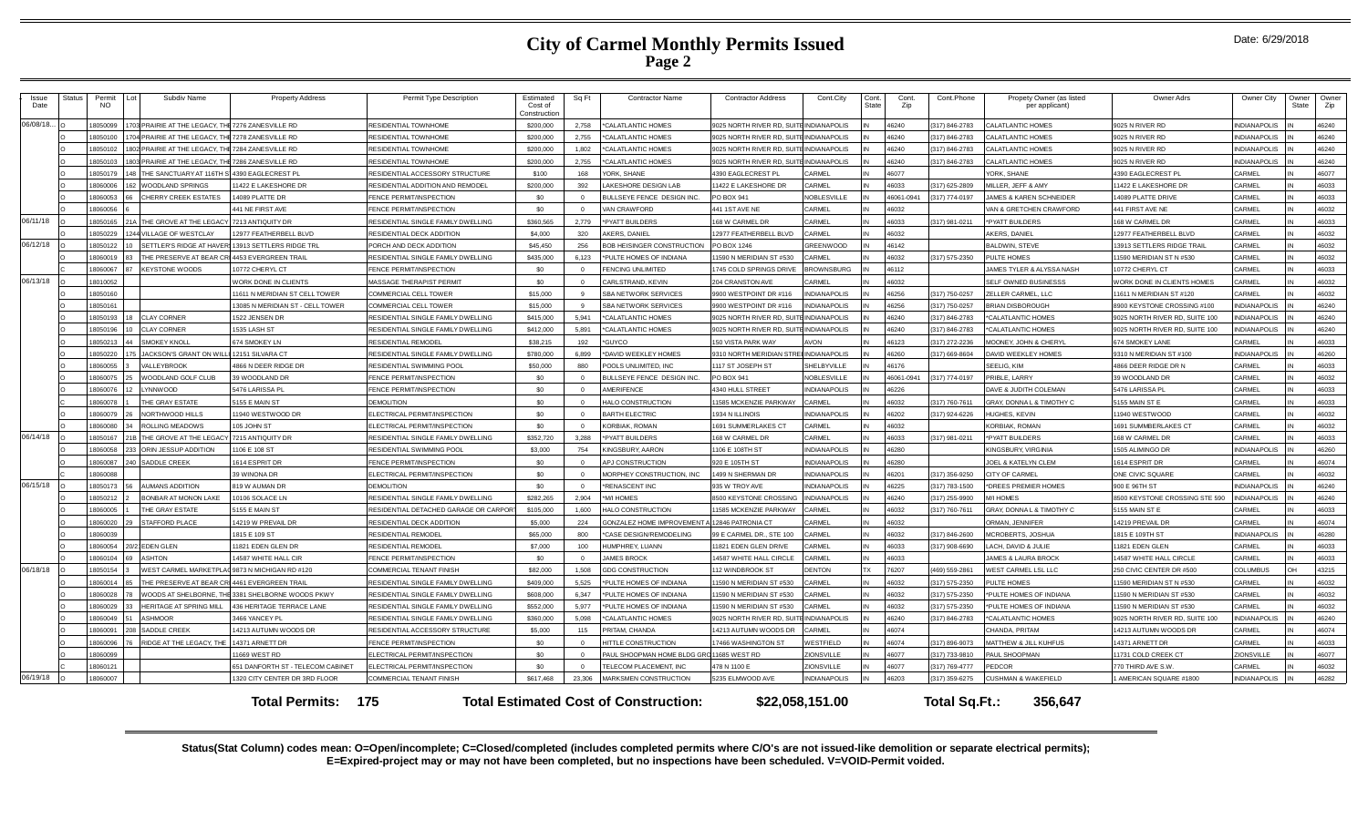# City of Carmel Monthly Permits Issued
## Page 2

Date: 6/29/2018

| Issue Date | Status | Permit NO | Lot | Subdiv Name | Property Address | Permit Type Description | Estimated Cost of Construction | Sq Ft | Contractor Name | Contractor Address | Cont.City | Cont. State | Cont. Zip | Cont.Phone | Propety Owner (as listed per applicant) | Owner Adrs | Owner City | Owner State | Owner Zip |
|---|---|---|---|---|---|---|---|---|---|---|---|---|---|---|---|---|---|---|---|
| 06/08/18... | O | 18050099 | 1703 | PRAIRIE AT THE LEGACY, THE | 7276 ZANESVILLE RD | RESIDENTIAL TOWNHOME | $200,000 | 2,758 | *CALATLANTIC HOMES | 9025 NORTH RIVER RD, SUITE | INDIANAPOLIS | IN | 46240 | (317) 846-2783 | CALATLANTIC HOMES | 9025 N RIVER RD | INDIANAPOLIS | IN | 46240 |
| | O | 18050100 | 1704 | PRAIRIE AT THE LEGACY, THE | 7278 ZANESVILLE RD | RESIDENTIAL TOWNHOME | $200,000 | 2,755 | *CALATLANTIC HOMES | 9025 NORTH RIVER RD, SUITE | INDIANAPOLIS | IN | 46240 | (317) 846-2783 | CALATLANTIC HOMES | 9025 N RIVER RD | INDIANAPOLIS | IN | 46240 |
| | O | 18050102 | 1802 | PRAIRIE AT THE LEGACY, THE | 7284 ZANESVILLE RD | RESIDENTIAL TOWNHOME | $200,000 | 1,802 | *CALATLANTIC HOMES | 9025 NORTH RIVER RD, SUITE | INDIANAPOLIS | IN | 46240 | (317) 846-2783 | CALATLANTIC HOMES | 9025 N RIVER RD | INDIANAPOLIS | IN | 46240 |
| | O | 18050103 | 1803 | PRAIRIE AT THE LEGACY, THE | 7286 ZANESVILLE RD | RESIDENTIAL TOWNHOME | $200,000 | 2,755 | *CALATLANTIC HOMES | 9025 NORTH RIVER RD, SUITE | INDIANAPOLIS | IN | 46240 | (317) 846-2783 | CALATLANTIC HOMES | 9025 N RIVER RD | INDIANAPOLIS | IN | 46240 |
| | O | 18050179 | 148 | THE SANCTUARY AT 116TH S | 4390 EAGLECREST PL | RESIDENTIAL ACCESSORY STRUCTURE | $100 | 168 | YORK, SHANE | 4390 EAGLECREST PL | CARMEL | IN | 46077 | | YORK, SHANE | 4390 EAGLECREST PL | CARMEL | IN | 46077 |
| | O | 18060006 | 162 | WOODLAND SPRINGS | 11422 E LAKESHORE DR | RESIDENTIAL ADDITION AND REMODEL | $200,000 | 392 | LAKESHORE DESIGN LAB | 11422 E LAKESHORE DR | CARMEL | IN | 46033 | (317) 625-2809 | MILLER, JEFF & AMY | 11422 E LAKESHORE DR | CARMEL | IN | 46033 |
| | O | 18060053 | 66 | CHERRY CREEK ESTATES | 14089 PLATTE DR | FENCE PERMIT/INSPECTION | $0 | 0 | BULLSEYE FENCE DESIGN INC. | PO BOX 941 | NOBLESVILLE | IN | 46061-0941 | (317) 774-0197 | JAMES & KAREN SCHNEIDER | 14089 PLATTE DRIVE | CARMEL | IN | 46033 |
| | O | 18060056 | 6 | | 441 NE FIRST AVE | FENCE PERMIT/INSPECTION | $0 | 0 | VAN CRAWFORD | 441 1ST AVE NE | CARMEL | IN | 46032 | | VAN & GRETCHEN CRAWFORD | 441 FIRST AVE NE | CARMEL | IN | 46032 |
| 06/11/18 | O | 18050165 | 21A | THE GROVE AT THE LEGACY | 7213 ANTIQUITY DR | RESIDENTIAL SINGLE FAMILY DWELLING | $360,565 | 2,779 | *PYATT BUILDERS | 168 W CARMEL DR | CARMEL | IN | 46033 | (317) 981-0211 | *PYATT BUILDERS | 168 W CARMEL DR | CARMEL | IN | 46033 |
| | O | 18050229 | 1244 | VILLAGE OF WESTCLAY | 12977 FEATHERBELL BLVD | RESIDENTIAL DECK ADDITION | $4,000 | 320 | AKERS, DANIEL | 12977 FEATHERBELL BLVD | CARMEL | IN | 46032 | | AKERS, DANIEL | 12977 FEATHERBELL BLVD | CARMEL | IN | 46032 |
| 06/12/18 | O | 18050122 | 10 | SETTLER'S RIDGE AT HAVERS | 13913 SETTLERS RIDGE TRL | PORCH AND DECK ADDITION | $45,450 | 256 | BOB HEISINGER CONSTRUCTION | PO BOX 1246 | GREENWOOD | IN | 46142 | | BALDWIN, STEVE | 13913 SETTLERS RIDGE TRAIL | CARMEL | IN | 46032 |
| | O | 18060019 | 83 | THE PRESERVE AT BEAR CR | 4453 EVERGREEN TRAIL | RESIDENTIAL SINGLE FAMILY DWELLING | $435,000 | 6,123 | *PULTE HOMES OF INDIANA | 11590 N MERIDIAN ST #530 | CARMEL | IN | 46032 | (317) 575-2350 | PULTE HOMES | 11590 MERIDIAN ST N #530 | CARMEL | IN | 46032 |
| | C | 18060067 | 87 | KEYSTONE WOODS | 10772 CHERYL CT | FENCE PERMIT/INSPECTION | $0 | 0 | FENCING UNLIMITED | 1745 COLD SPRINGS DRIVE | BROWNSBURG | IN | 46112 | | JAMES TYLER & ALYSSA NASH | 10772 CHERYL CT | CARMEL | IN | 46033 |
| 06/13/18 | O | 18010052 | | | WORK DONE IN CLIENTS | MASSAGE THERAPIST PERMIT | $0 | 0 | CARLSTRAND, KEVIN | 204 CRANSTON AVE | CARMEL | IN | 46032 | | SELF OWNED BUSINESS | WORK DONE IN CLIENTS HOMES | CARMEL | IN | 46032 |
| | O | 18050160 | | | 11611 N MERIDIAN ST CELL TOWER | COMMERCIAL CELL TOWER | $15,000 | 9 | SBA NETWORK SERVICES | 9900 WESTPOINT DR #116 | INDIANAPOLIS | IN | 46256 | (317) 750-0257 | ZELLER CARMEL, LLC | 11611 N MERIDIAN ST #120 | CARMEL | IN | 46032 |
| | O | 18050161 | | | 13085 N MERIDIAN ST - CELL TOWER | COMMERCIAL CELL TOWER | $15,000 | 9 | SBA NETWORK SERVICES | 9900 WESTPOINT DR #116 | INDIANAPOLIS | IN | 46256 | (317) 750-0257 | BRIAN DISBOROUGH | 8900 KEYSTONE CROSSING #100 | INDIANAPOLIS | IN | 46240 |
| | O | 18050193 | 18 | CLAY CORNER | 1522 JENSEN DR | RESIDENTIAL SINGLE FAMILY DWELLING | $415,000 | 5,941 | *CALATLANTIC HOMES | 9025 NORTH RIVER RD, SUITE | INDIANAPOLIS | IN | 46240 | (317) 846-2783 | *CALATLANTIC HOMES | 9025 NORTH RIVER RD, SUITE 100 | INDIANAPOLIS | IN | 46240 |
| | O | 18050196 | 10 | CLAY CORNER | 1535 LASH ST | RESIDENTIAL SINGLE FAMILY DWELLING | $412,000 | 5,891 | *CALATLANTIC HOMES | 9025 NORTH RIVER RD, SUITE | INDIANAPOLIS | IN | 46240 | (317) 846-2783 | *CALATLANTIC HOMES | 9025 NORTH RIVER RD, SUITE 100 | INDIANAPOLIS | IN | 46240 |
| | O | 18050213 | 44 | SMOKEY KNOLL | 674 SMOKEY LN | RESIDENTIAL REMODEL | $38,215 | 192 | *GUYCO | 150 VISTA PARK WAY | AVON | IN | 46123 | (317) 272-2236 | MOONEY, JOHN & CHERYL | 674 SMOKEY LANE | CARMEL | IN | 46033 |
| | O | 18050220 | 175 | JACKSON'S GRANT ON WILL | 12151 SILVARA CT | RESIDENTIAL SINGLE FAMILY DWELLING | $780,000 | 6,899 | *DAVID WEEKLEY HOMES | 9310 NORTH MERIDIAN STREE | INDIANAPOLIS | IN | 46260 | (317) 669-8604 | DAVID WEEKLEY HOMES | 9310 N MERIDIAN ST #100 | INDIANAPOLIS | IN | 46260 |
| | O | 18060055 | 3 | VALLEYBROOK | 4866 N DEER RIDGE DR | RESIDENTIAL SWIMMING POOL | $50,000 | 880 | POOLS UNLIMITED, INC | 1117 ST JOSEPH ST | SHELBYVILLE | IN | 46176 | | SEELIG, KIM | 4866 DEER RIDGE DR N | CARMEL | IN | 46033 |
| | O | 18060075 | 25 | WOODLAND GOLF CLUB | 39 WOODLAND DR | FENCE PERMIT/INSPECTION | $0 | 0 | BULLSEYE FENCE DESIGN INC. | PO BOX 941 | NOBLESVILLE | IN | 46061-0941 | (317) 774-0197 | PRIBLE, LARRY | 39 WOODLAND DR | CARMEL | IN | 46032 |
| | O | 18060076 | 12 | LYNNWOOD | 5476 LARISSA PL | FENCE PERMIT/INSPECTION | $0 | 0 | AMERIFENCE | 4340 HULL STREET | INDIANAPOLIS | IN | 46226 | | DAVE & JUDITH COLEMAN | 5476 LARISSA PL | CARMEL | IN | 46033 |
| | C | 18060078 | 1 | THE GRAY ESTATE | 5155 E MAIN ST | DEMOLITION | $0 | 0 | HALO CONSTRUCTION | 11585 MCKENZIE PARKWAY | CARMEL | IN | 46032 | (317) 760-7611 | GRAY, DONNA L & TIMOTHY C | 5155 MAIN ST E | CARMEL | IN | 46033 |
| | O | 18060079 | 26 | NORTHWOOD HILLS | 11940 WESTWOOD DR | ELECTRICAL PERMIT/INSPECTION | $0 | 0 | BARTH ELECTRIC | 1934 N ILLINOIS | INDIANAPOLIS | IN | 46202 | (317) 924-6226 | HUGHES, KEVIN | 11940 WESTWOOD | CARMEL | IN | 46032 |
| | O | 18060080 | 34 | ROLLING MEADOWS | 105 JOHN ST | ELECTRICAL PERMIT/INSPECTION | $0 | 0 | KORBIAK, ROMAN | 1691 SUMMERLAKES CT | CARMEL | IN | 46032 | | KORBIAK, ROMAN | 1691 SUMMBERLAKES CT | CARMEL | IN | 46032 |
| 06/14/18 | O | 18050167 | 21B | THE GROVE AT THE LEGACY | 7215 ANTIQUITY DR | RESIDENTIAL SINGLE FAMILY DWELLING | $352,720 | 3,288 | *PYATT BUILDERS | 168 W CARMEL DR | CARMEL | IN | 46033 | (317) 981-0211 | *PYATT BUILDERS | 168 W CARMEL DR | CARMEL | IN | 46033 |
| | O | 18060058 | 233 | ORIN JESSUP ADDITION | 1106 E 108 ST | RESIDENTIAL SWIMMING POOL | $3,000 | 754 | KINGSBURY, AARON | 1106 E 108TH ST | INDIANAPOLIS | IN | 46280 | | KINGSBURY, VIRGINIA | 1505 ALIMINGO DR | INDIANAPOLIS | IN | 46260 |
| | O | 18060087 | 240 | SADDLE CREEK | 1614 ESPRIT DR | FENCE PERMIT/INSPECTION | $0 | 0 | APJ CONSTRUCTION | 920 E 105TH ST | INDIANAPOLIS | IN | 46280 | | JOEL & KATELYN CLEM | 1614 ESPRIT DR | CARMEL | IN | 46074 |
| | C | 18060088 | | | 39 WINONA DR | ELECTRICAL PERMIT/INSPECTION | $0 | 0 | MORPHEY CONSTRUCTION, INC | 1499 N SHERMAN DR | INDIANAPOLIS | IN | 46201 | (317) 356-9250 | CITY OF CARMEL | ONE CIVIC SQUARE | CARMEL | IN | 46032 |
| 06/15/18 | O | 18050173 | 56 | AUMANS ADDITION | 819 W AUMAN DR | DEMOLITION | $0 | 0 | *RENASCENT INC | 935 W TROY AVE | INDIANAPOLIS | IN | 46225 | (317) 783-1500 | *DREES PREMIER HOMES | 900 E 96TH ST | INDIANAPOLIS | IN | 46240 |
| | O | 18050212 | 2 | BONBAR AT MONON LAKE | 10106 SOLACE LN | RESIDENTIAL SINGLE FAMILY DWELLING | $282,265 | 2,904 | *M/I HOMES | 8500 KEYSTONE CROSSING | INDIANAPOLIS | IN | 46240 | (317) 255-9900 | M/I HOMES | 8500 KEYSTONE CROSSING STE 590 | INDIANAPOLIS | IN | 46240 |
| | O | 18060005 | 1 | THE GRAY ESTATE | 5155 E MAIN ST | RESIDENTIAL DETACHED GARAGE OR CARPORT | $105,000 | 1,600 | HALO CONSTRUCTION | 11585 MCKENZIE PARKWAY | CARMEL | IN | 46032 | (317) 760-7611 | GRAY, DONNA L & TIMOTHY C | 5155 MAIN ST E | CARMEL | IN | 46033 |
| | O | 18060020 | 29 | STAFFORD PLACE | 14219 W PREVAIL DR | RESIDENTIAL DECK ADDITION | $5,000 | 224 | GONZALEZ HOME IMPROVEMENT & | 12846 PATRONIA CT | CARMEL | IN | 46032 | | ORMAN, JENNIFER | 14219 PREVAIL DR | CARMEL | IN | 46074 |
| | O | 18060039 | | | 1815 E 109 ST | RESIDENTIAL REMODEL | $65,000 | 800 | *CASE DESIGN/REMODELING | 99 E CARMEL DR., STE 100 | CARMEL | IN | 46032 | (317) 846-2600 | MCROBERTS, JOSHUA | 1815 E 109TH ST | INDIANAPOLIS | IN | 46280 |
| | O | 18060054 | 20/21 | EDEN GLEN | 11821 EDEN GLEN DR | RESIDENTIAL REMODEL | $7,000 | 100 | HUMPHREY, LUANN | 11821 EDEN GLEN DRIVE | CARMEL | IN | 46033 | (317) 908-6690 | LACH, DAVID & JULIE | 11821 EDEN GLEN | CARMEL | IN | 46033 |
| | O | 18060104 | 69 | ASHTON | 14587 WHITE HALL CIR | FENCE PERMIT/INSPECTION | $0 | 0 | JAMES BROCK | 14587 WHITE HALL CIRCLE | CARMEL | IN | 46033 | | JAMES & LAURA BROCK | 14587 WHITE HALL CIRCLE | CARMEL | IN | 46033 |
| 06/18/18 | O | 18050154 | 3 | WEST CARMEL MARKETPLAC | 9873 N MICHIGAN RD #120 | COMMERCIAL TENANT FINISH | $82,000 | 1,508 | GDG CONSTRUCTION | 112 WINDBROOK ST | DENTON | TX | 76207 | (469) 559-2861 | WEST CARMEL LSL LLC | 250 CIVIC CENTER DR #500 | COLUMBUS | OH | 43215 |
| | O | 18060014 | 85 | THE PRESERVE AT BEAR CR | 4461 EVERGREEN TRAIL | RESIDENTIAL SINGLE FAMILY DWELLING | $409,000 | 5,525 | *PULTE HOMES OF INDIANA | 11590 N MERIDIAN ST #530 | CARMEL | IN | 46032 | (317) 575-2350 | PULTE HOMES | 11590 MERIDIAN ST N #530 | CARMEL | IN | 46032 |
| | O | 18060028 | 78 | WOODS AT SHELBORNE, THE | 3381 SHELBORNE WOODS PKWY | RESIDENTIAL SINGLE FAMILY DWELLING | $608,000 | 6,347 | *PULTE HOMES OF INDIANA | 11590 N MERIDIAN ST #530 | CARMEL | IN | 46032 | (317) 575-2350 | *PULTE HOMES OF INDIANA | 11590 N MERIDIAN ST #530 | CARMEL | IN | 46032 |
| | O | 18060029 | 33 | HERITAGE AT SPRING MILL | 436 HERITAGE TERRACE LANE | RESIDENTIAL SINGLE FAMILY DWELLING | $552,000 | 5,977 | *PULTE HOMES OF INDIANA | 11590 N MERIDIAN ST #530 | CARMEL | IN | 46032 | (317) 575-2350 | *PULTE HOMES OF INDIANA | 11590 N MERIDIAN ST #530 | CARMEL | IN | 46032 |
| | O | 18060049 | 51 | ASHMOOR | 3466 YANCEY PL | RESIDENTIAL SINGLE FAMILY DWELLING | $360,000 | 5,098 | *CALATLANTIC HOMES | 9025 NORTH RIVER RD, SUITE | INDIANAPOLIS | IN | 46240 | (317) 846-2783 | *CALATLANTIC HOMES | 9025 NORTH RIVER RD, SUITE 100 | INDIANAPOLIS | IN | 46240 |
| | O | 18060091 | 208 | SADDLE CREEK | 14213 AUTUMN WOODS DR | RESIDENTIAL ACCESSORY STRUCTURE | $5,000 | 115 | PRITAM, CHANDA | 14213 AUTUMN WOODS DR | CARMEL | IN | 46074 | | CHANDA, PRITAM | 14213 AUTUMN WOODS DR | CARMEL | IN | 46074 |
| | O | 18060096 | 76 | RIDGE AT THE LEGACY, THE | 14371 ARNETT DR | FENCE PERMIT/INSPECTION | $0 | 0 | HITTLE CONSTRUCTION | 17466 WASHINGTON ST | WESTFIELD | IN | 46074 | (317) 896-9073 | MATTHEW & JILL KUHFUS | 14371 ARNETT DR | CARMEL | IN | 46033 |
| | O | 18060099 | | | 11669 WEST RD | ELECTRICAL PERMIT/INSPECTION | $0 | 0 | PAUL SHOOPMAN HOME BLDG GRO | 11685 WEST RD | ZIONSVILLE | IN | 46077 | (317) 733-9810 | PAUL SHOOPMAN | 11731 COLD CREEK CT | ZIONSVILLE | IN | 46077 |
| | C | 18060121 | | | 651 DANFORTH ST - TELECOM CABINET | ELECTRICAL PERMIT/INSPECTION | $0 | 0 | TELECOM PLACEMENT, INC | 478 N 1100 E | ZIONSVILLE | IN | 46077 | (317) 769-4777 | PEDCOR | 770 THIRD AVE S.W. | CARMEL | IN | 46032 |
| 06/19/18 | O | 18060007 | | | 1320 CITY CENTER DR 3RD FLOOR | COMMERCIAL TENANT FINISH | $617,468 | 23,306 | MARKSMEN CONSTRUCTION | 5235 ELMWOOD AVE | INDIANAPOLIS | IN | 46203 | (317) 359-6275 | CUSHMAN & WAKEFIELD | 1 AMERICAN SQUARE #1800 | INDIANAPOLIS | IN | 46282 |

**Total Permits: 175** **Total Estimated Cost of Construction: $22,058,151.00** **Total Sq.Ft.: 356,647**

**Status(Stat Column) codes mean: O=Open/incomplete; C=Closed/completed (includes completed permits where C/O's are not issued-like demolition or separate electrical permits); E=Expired-project may or may not have been completed, but no inspections have been scheduled. V=VOID-Permit voided.**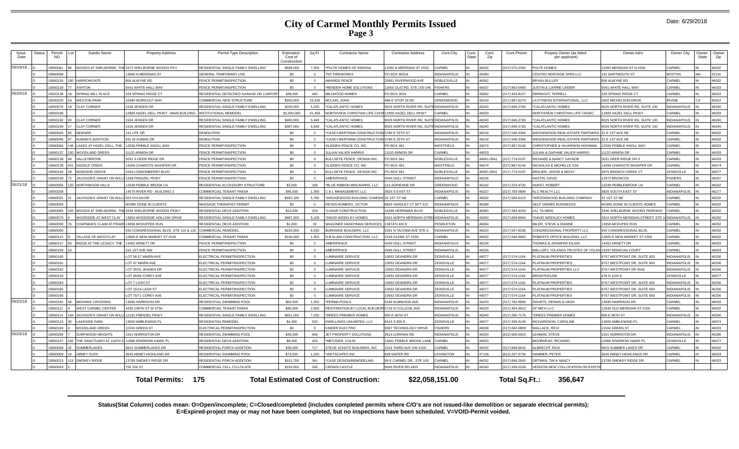# City of Carmel Monthly Permits Issued
## Page 3

Date: 6/29/2018

| Issue Date | Status | Permit NO | Lot | Subdiv Name | Property Address | Permit Type Description | Estimated Cost of Construction | Sq Ft | Contractor Name | Contractor Address | Cont.City | Cont. State | Cont. Zip | Cont.Phone | Propety Owner (as listed per applicant) | Owner Adrs | Owner City | Owner State | Owner Zip |
|---|---|---|---|---|---|---|---|---|---|---|---|---|---|---|---|---|---|---|---|
| 06/19/18... | O | 18060061 | 88 | WOODS AT SHELBORNE, THE | 3372 SHELBORNE WOODS PKY | RESIDENTIAL SINGLE FAMILY DWELLING | $598,000 | 7,350 | *PULTE HOMES OF INDIANA | 11590 N MERIDIAN ST #530 | CARMEL | IN | 46032 | (317) 575-2350 | PULTE HOMES | 11590 MERIDIAN ST N #530 | CARMEL | IN | 46032 |
| | O | 18060068 | | | 13660 N MERIDIAN ST | GENERAL TEMPORARY USE | $0 | 0 | TNT FIREWORKS | PO BOX 80018 | INDIANAPOLIS | IN | 46280 | | CENTRO HERITAGE SPES LLC | 131 DARTMOUTH ST | BOSTON | MA | 02116 |
| | O | 18060126 | 180 | HARROWGATE | 806 ALWYNE RD | FENCE PERMIT/INSPECTION | $0 | 0 | AWARDS FENCE | 20951 RIVERWOOD AVE | NOBLESVILLE | IN | 46062 | | BRYAN BULLER | 806 ALWYNE RD | CARMEL | IN | 46032 |
| | O | 18060128 | 77 | ASHTON | 5541 WHITE HALL WAY | FENCE PERMIT/INSPECTION | $0 | 0 | *RENDER HOME SOLUTIONS | 11650 OLIO RD, STE 100-146 | FISHERS | IN | 46037 | (317) 863-0400 | JUSTIN & CARRIE LINDER | 5541 WHITE HALL WAY | CARMEL | IN | 46033 |
| 06/20/18 | O | 18020138 | 18 | SPRING MILL PLACE | 329 SPRING RIDGE CT | RESIDENTIAL DETACHED GARAGE OR CARPORT | $38,000 | 460 | MILLWOOD HOMES | PO BOX 3024 | CARMEL | IN | 46082 | (317) 443-8107 | EBRINGHT, TERRELL | 329 SPRING RIDGE CT | CARMEL | IN | 46032 |
| | O | 18030220 | 2A | WESTON PARK | 10584 WORKOUT WAY | COMMERCIAL NEW STRUCTURE | $500,000 | 23,429 | MCLAIN, JOHN | 486 E STOP 18 RD | GREENWOOD | IN | 46143 | (317) 887-6273 | LA FITNESS INTERNATIONAL, LLC | 2600 MICHELSON DRIVE | IRVINE | CA | 92612 |
| | O | 18050075 | 19 | CLAY CORNER | 1528 JENSEN DR | RESIDENTIAL SINGLE FAMILY DWELLING | $200,000 | 5,220 | *CALATLANTIC HOMES | 9025 NORTH RIVER RD, SUITE | INDIANAPOLIS | IN | 46240 | (317) 846-2783 | *CALATLANTIC HOMES | 9025 NORTH RIVER RD, SUITE 100 | INDIANAPOLIS | IN | 46240 |
| | O | 18050180 | | | 12900 HAZEL DELL PKWY - MAIN BUILDING | INSTITUTIONAL REMODEL | $2,000,000 | 41,458 | NORTHVIEW CHRISTIAN LIFE CHUR | 12900 HAZEL DELL PKWY | CARMEL | IN | 46033 | | NORTHVIEW CHRISTIAN LIFE CHURC | 12900 HAZEL DELL PKWY | CARMEL | IN | 46033 |
| | O | 18050192 | 20 | CLAY CORNER | 1534 JENSEN DR | RESIDENTIAL SINGLE FAMILY DWELLING | $400,000 | 5,449 | *CALATLANTIC HOMES | 9025 NORTH RIVER RD, SUITE | INDIANAPOLIS | IN | 46240 | (317) 846-2783 | *CALATLANTIC HOMES | 9025 NORTH RIVER RD, SUITE 100 | INDIANAPOLIS | IN | 46240 |
| | O | 18050194 | 17 | CLAY CORNER | 1516 JENSEN DR | RESIDENTIAL SINGLE FAMILY DWELLING | $387,000 | 5,539 | *CALATLANTIC HOMES | 9025 NORTH RIVER RD, SUITE | INDIANAPOLIS | IN | 46240 | (317) 846-2783 | *CALATLANTIC HOMES | 9025 NORTH RIVER RD, SUITE 100 | INDIANAPOLIS | IN | 46240 |
| | O | 18060045 | 95 | NEWARK | 141 UTE DR | DEMOLITION | $0 | 0 | *CASEY-BERTRAM CONSTRUCTION | 5780 E 25TH ST | INDIANAPOLIS | IN | 46218 | (317) 546-3366 | WEDGEWOOD REAL ESTATE PARTNERS | 32 E 1ST AVE NE | CARMEL | IN | 46032 |
| | O | 18060046 | 47 | AUMAN'S ADDITION | 931 W AUMAN DR | DEMOLITION | $0 | 0 | *CASEY-BERTRAM CONSTRUCTION | 5780 E 25TH ST | INDIANAPOLIS | IN | 46218 | (317) 546-3366 | WEDGEWOOD REAL ESTATE PARTNERS | 32 E 1ST AVE NE | CARMEL | IN | 46032 |
| | O | 18060066 | 146 | LAKES AT HAZEL DELL, THE | 12506 PEBBLE KNOLL WAY | FENCE PERMIT/INSPECTION | $0 | 0 | GLIDDEN FENCE CO, INC | PO BOX 481 | WESTFIELD | IN | 46074 | (317) 867-5140 | CHRISTOPHER & YAUHENIYA HIGHMAN | 12506 PEBBLE KNOLL WAY | CARMEL | IN | 46033 |
| | O | 18060137 | 100 | WOODLAND GREEN | 11120 ARMON DR | FENCE PERMIT/INSPECTION | $0 | 0 | JULIAN VALIER HARRIS | 11120 ARMON DR | CARMEL | IN | 46033 | | JULIAN & DAPHNE VALIER HARRIS | 11120 ARMON DR | CARMEL | IN | 46033 |
| | O | 18060138 | 49 | VALLEYBROOK | 5031 S DEER RIDGE DR | FENCE PERMIT/INSPECTION | $0 | 0 | BULLSEYE FENCE DESIGN INC. | PO BOX 941 | NOBLESVILLE | IN | 46061-0941 | (317) 774-0197 | RICHARD & NANCY GAYNOR | 5031 DEER RIDGE DR S | CARMEL | IN | 46033 |
| | O | 18060139 | 431 | SADDLE CREEK | 14269 CHARIOTS WHISPER DR | FENCE PERMIT/INSPECTION | $0 | 0 | GLIDDEN FENCE CO, INC | PO BOX 481 | WESTFIELD | IN | 46074 | (317) 867-5140 | NICHOLAS & MICHELLE OJA | 14269 CHARIOTS WHISPER DR | CARMEL | IN | 46074 |
| | O | 18060140 | 28 | WINDSOR GROVE | 2434 LONDONBERRY BLVD | FENCE PERMIT/INSPECTION | $0 | 0 | BULLSEYE FENCE DESIGN INC. | PO BOX 941 | NOBLESVILLE | IN | 46061-0941 | (317) 774-0197 | BRAUER, JASON & MISSY | 3875 BRANCH CREEK CT | ZIONSVILLE | IN | 46077 |
| | O | 18060148 | 72 | JACKSON'S GRANT ON WILLI | 12268 FRENZEL PKWY | FENCE PERMIT/INSPECTION | $0 | 0 | AMERIFENCE | 4340 HULL STREET | INDIANAPOLIS | IN | 46226 | | HASTIN, DAVID | 12972 BRONCOS | FISHERS | IN | 46037 |
| 06/21/18 | O | 18050056 | 120 | NORTHWOOD HILLS | 12039 PEBBLE BROOK LN | RESIDENTIAL ACCESSORY STRUCTURE | $3,000 | 168 | *BLUE RIBBON MINI BARNS, LLC | 215 ADRIENNE DR | GREENWOOD | IN | 46142 | (317) 223-4720 | HURST, ROBERT | 12039 PEBBLEBROOK LN | CARMEL | IN | 46032 |
| | O | 18050208 | | | 14570 RIVER RD - BUILDING 2 | COMMERCIAL TENANT FINISH | $45,000 | 1,300 | C & L MANAGEMENT, LLC | 3825 S EAST ST | INDIANAPOLIS | IN | 46227 | (317) 783-0894 | KLC REALTY LLC | 3825 SOUTH EAST ST | INDIANAPOLIS | IN | 46277 |
| | O | 18060032 | 21 | JACKSON'S GRANT ON WILLI | 503 DYLAN DR | RESIDENTIAL SINGLE FAMILY DWELLING | $692,185 | 5,795 | *WEDGEWOOD BUILDING COMPANY | 32 1ST ST NE | CARMEL | IN | 46032 | (317) 669-6315 | *WEDGEWOOD BUILDING COMPANY | 32 1ST ST NE | CARMEL | IN | 46032 |
| | O | 18060059 | | | WORK DONE IN CLIENTS | MASSAGE THERAPIST PERMIT | $0 | 0 | REYES-ROMERO, VICTOR | 8820 YARDLEY CT APT 310 | INDIANAPOLIS | IN | 46268 | | SELF OWNED BUSINESSS | WORK DONE IN CLIENTS HOMES | CARMEL | IN | 46032 |
| | O | 18060065 | 100 | WOODS AT SHELBORNE, THE | 3346 SHELBORNE WOODS PKWY | RESIDENTIAL DECK ADDITION | $13,000 | 224 | *LUNAR CONSTRUCTION | 15266 HERRIMAN BLVD | NOBLESVILLE | IN | 46060 | (317) 284-4253 | LIU, TA-MING | 3346 SHELBORNE WOODS PARKWAY | CARMEL | IN | 46032 |
| | O | 18060074 | 4 | WOODSIDE AT WEST CLAY | 13654 WOODSIDE HOLLOW DRIVE | RESIDENTIAL SINGLE FAMILY DWELLING | $497,000 | 5,108 | *DAVID WEEKLEY HOMES | 9310 NORTH MERIDIAN STREE | INDIANAPOLIS | IN | 46260 | (317) 669-8604 | *DAVID WEEKLEY HOMES | 9310 NORTH MERIDIAN STREET, STE 1 | INDIANAPOLIS | IN | 46260 |
| | O | 18060090 | 76 | CHAPMAN'S CLAIM AT PRAIR | 13058 MCDUFFEE RUN | RESIDENTIAL DECK ADDITION | $1,000 | 32 | WAGONER HANDYMAN SERVICES, | 10874 N 400 E | PENDLETON | IN | 46064 | | IMLER, STEVE & DIANNE | 13058 MCDUFEE RUN | CARMEL | IN | 46032 |
| | O | 18060094 | | | 550 CONGRESSIONAL BLVD, STE 115 & 120 | COMMERCIAL REMODEL | $150,000 | 6,530 | BURNSIDE BUILDERS, LLC | 5261 N TACOMA AVE STE A | INDIANAPOLIS | IN | 46220 | (317) 507-8336 | CONGRESSIONAL PROPERTY LLC | 550 CONGRESSIONAL BLVD. | CARMEL | IN | 46032 |
| | O | 18060113 | D | VILLAGE OF WESTCLAY | 12805 E NEW MARKET ST #100 | COMMERCIAL TENANT FINISH | $100,000 | 1,353 | D B KLAIN CONSTRUCTION, LLC | 2159 GLEBE ST #200 | CARMEL | IN | 46032 | (317) 846-9992 | ROBERTS OFFICE BUILDING, LLC | 12805 E NEW MARKET ST #300 | CARMEL | IN | 46032 |
| | O | 18060157 | 50 | RIDGE AT THE LEGACY, THE | 14452 ARNETT DR | FENCE PERMIT/INSPECTION | $0 | 0 | AMERIFENCE | 4340 HULL STREET | INDIANAPOLIS | IN | 46226 | | THOMAS & JENNIFER KILIAN | 14452 ARNETT DR | CARMEL | IN | 46033 |
| | O | 18060158 | 10 | | 216 1ST AVE NW | FENCE PERMIT/INSPECTION | $0 | 0 | AMERIFENCE | 4340 HULL STREET | INDIANAPOLIS | IN | 46226 | | MALLORY, YOLANDA TRUSTEE OF YOLAN | 13297 MOHICAN COURT | CARMEL | IN | 46033 |
| | O | 18060160 | | | LOT 56-57 MAIRN AVE | ELECTRICAL PERMIT/INSPECTION | $0 | 0 | LUMINAIRE SERVICE | 10652 DEANDRA DR | ZIONSVILLE | IN | 46077 | (317) 574-1164 | PLATINUM PROPERTIES | 9757 WESTPOINT DR, SUITE 600 | INDIANAPOLIS | IN | 46256 |
| | O | 18060161 | | | LOT 47 MAIRN AVE | ELECTRICAL PERMIT/INSPECTION | $0 | 0 | LUMINAIRE SERVICE | 10652 DEANDRA DR | ZIONSVILLE | IN | 46077 | (317) 574-1164 | PLATINUM PROPERTIES | 9757 WESTPOINT DR, SUITE 600 | INDIANAPOLIS | IN | 46256 |
| | O | 18060162 | | | LOT 30/31 JENSEN DR | ELECTRICAL PERMIT/INSPECTION | $0 | 0 | LUMINAIRE SERVICE | 10652 DEANDRA DR | ZIONSVILLE | IN | 46077 | (317) 574-1164 | PLATINUM PROPERTIES LLC | 9757 WESTPOINT DR #600 | INDIANAPOLIS | IN | 46256 |
| | O | 18060163 | | | LOT 65/66 COREY AVE | ELECTRICAL PERMIT/INSPECTION | $0 | 0 | LUMINAIRE SERVICE | 10652 DEANDRA DR | ZIONSVILLE | IN | 46077 | (317) 574-1164 | BRIGHTHOUSE | 478 N 1100 E | ZIONSVILLE | IN | 46077 |
| | O | 18060164 | | | LOT 7 LASH ST | ELECTRICAL PERMIT/INSPECTION | $0 | 0 | LUMINAIRE SERVICE | 10652 DEANDRA DR | ZIONSVILLE | IN | 46077 | (317) 574-1164 | PLATINUM PROPERTIES | 9757 WESTPOINT DR, SUITE 600 | INDIANAPOLIS | IN | 46256 |
| | O | 18060165 | | | LOT 15/16 LASH ST | ELECTRICAL PERMIT/INSPECTION | $0 | 0 | LUMINAIRE SERVICE | 10652 DEANDRA DR | ZIONSVILLE | IN | 46077 | (317) 574-1164 | PLATINUM PROPERTIES | 9757 WESTPOINT DR, SUITE 600 | INDIANAPOLIS | IN | 46256 |
| | O | 18060166 | | | LOT 70/71 COREY AVE | ELECTRICAL PERMIT/INSPECTION | $0 | 0 | LUMINAIRE SERVICE | 10652 DEANDRA DR | ZIONSVILLE | IN | 46077 | (317) 574-1164 | PLATINUM PROPERTIES | 9757 WESTPOINT DR, SUITE 600 | INDIANAPOLIS | IN | 46256 |
| 06/22/18 | O | 18050181 | 58 | MOHAWK CROSSING | 13095 HARRISON DR | RESIDENTIAL SWIMMING POOL | $50,000 | 1,050 | *PERMA POOLS | 5245 ELMWOOD AVE | INDIANAPOLIS | IN | 46203 | (317) 782-9956 | SHURTS, DENNIS & HEIDI | 13095 HARRISON DR | CARMEL | IN | 46033 |
| | O | 18060112 | 4 | WEST CARMEL CENTER | 4335 106TH ST W #750 | COMMERCIAL TENANT FINISH | $85,000 | 2,500 | RESTORATION BY LOCAL BUILDERS | 5716 N COLLEGE AVE | INDIANAPOLIS | IN | 46220 | (317) 454-3612 | SP MICH LLC | 12545 OLD MERIDIAN ST #150 | CARMEL | IN | 46032 |
| | O | 18060114 | 194 | JACKSON'S GRANT ON WILLI | 12191 FRENZEL PKWY | RESIDENTIAL SINGLE FAMILY DWELLING | $551,000 | 7,335 | *DREES PREMIER HOMES | 900 E 96TH ST | INDIANAPOLIS | IN | 46240 | (317) 295-7176 | *DREES PREMIER HOMES | 900 E 96TH ST | INDIANAPOLIS | IN | 46240 |
| | O | 18060124 | 30 | LAKESIDE PARK | 13650 AMBLEWIND PL | RESIDENTIAL REMODEL | $4,300 | 520 | DWELLINGS UNLIMITED, LLC | 6515 S 800 E | ZIONSVILLE | IN | 46077 | (317) 339-3140 | RICHARDSON, CAROLINE | 13650 AMBLEWIND PL | CARMEL | IN | 46074 |
| | O | 18060169 | 4 | WOODLAND GREEN | 11534 GREEN ST | ELECTRICAL PERMIT/INSPECTION | $0 | 0 | KINDER ELECTRIC | 9087 TECHNOLOGY DRIVE | FISHERS | IN | 46038 | (317) 842-0809 | WALLACE, RICH | 11534 GREEN ST | CARMEL | IN | 46033 |
| 06/25/18 | O | 18040299 | 7 | SURFWOOD HEIGHTS | 1501 NORRISTON DR | RESIDENTIAL SWIMMING POOL | $40,000 | 646 | JET PROPERTY SOLUTIONS | 3614 LORRAIN RD | INDIANAPOLIS | IN | 46220 | (812) 606-5923 | LEHMAN, STEVE | 1501 NORRISTON DR | INDIANAPOLIS | IN | 46280 |
| | O | 18050137 | 192 | THE SANCTUARY AT 116TH S | 11998 SPARROW HAWK PL | RESIDENTIAL DECK ADDITION | $8,000 | 425 | *METZGER, COLIN | 11841 PEBBLE BROOK LANE | CARMEL | IN | 46033 | | MOORHEAD, RICHARD | 11998 SPARROW HAWK PL | ZIONSVILLE | IN | 46077 |
| | O | 18060008 | 42 | SUMMERLAKES | 9815 SUMMERLAKES DR | RESIDENTIAL PORCH ADDITION | $35,000 | 717 | STEVE SCHUTZ BUILDERS, INC | 1016 THIRD AVE SW #100 | CARMEL | IN | 46032 | (317) 846-6642 | ALBRECHT, RICK | 9815 SUMMER LAKES DR | CARMEL | IN | 46032 |
| | O | 18060009 | 18 | ABNEY GLEN | 3645 ABNEY HIGHLAND DR | RESIDENTIAL SWIMMING POOL | $73,500 | 1,200 | *WETSCAPES INC | 838 NAPER RD | LEXINGTON | IN | 47138 | (812) 207-3736 | HAMMER, PETER | 3645 ABNEY HIGHLANDS DR | CARMEL | IN | 46033 |
| | O | 18060013 | 113 | SMOKEY RIDGE | 13789 SMOKEY RIDGE DR | RESIDENTIAL PORCH ADDITION | $101,700 | 341 | *CASE DESIGN/REMODELING | 99 E CARMEL DR., STE 100 | CARMEL | IN | 46032 | (317) 846-2600 | ORTMAN, TIM & NANCY | 13789 SMOKEY RIDGE DR | CARMEL | IN | 46033 |
| | O | 18060043 | 0 | | 750 106 ST | COMMERCIAL CELL CO-LOCATE | $150,000 | 240 | CROWN CASTLE | 9045 RIVER RD #425 | INDIANAPOLIS | IN | 46240 | (317) 249-2028 | VERIZON NEW COLLOCATION ON EXISTI | | | | |

**Total Permits: 175** **Total Estimated Cost of Construction: $22,058,151.00** **Total Sq.Ft.: 356,647**

**Status(Stat Column) codes mean: O=Open/incomplete; C=Closed/completed (includes completed permits where C/O's are not issued-like demolition or separate electrical permits); E=Expired-project may or may not have been completed, but no inspections have been scheduled. V=VOID-Permit voided.**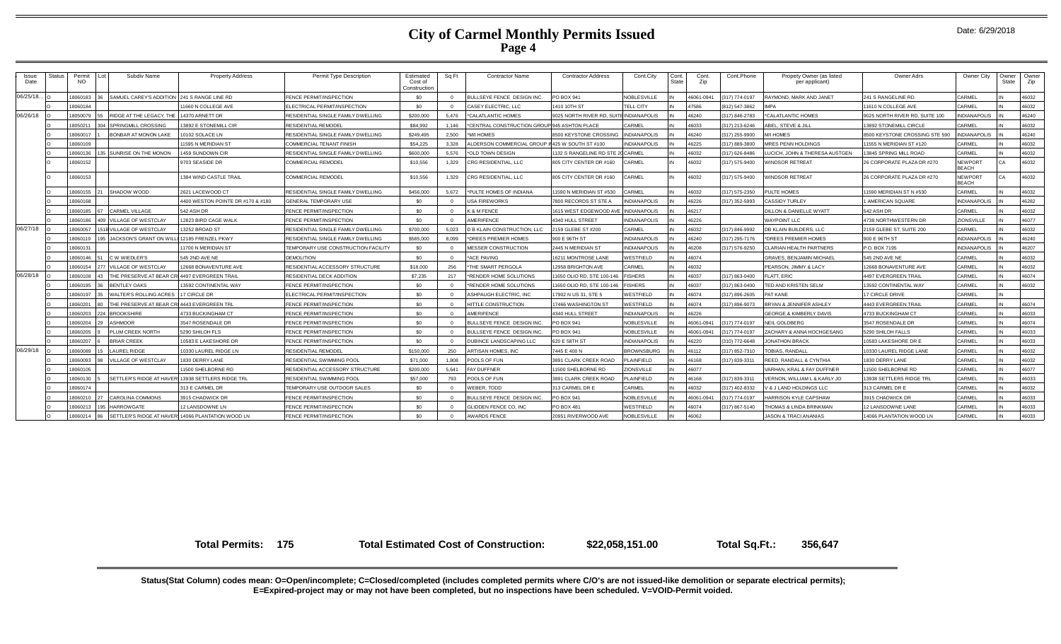# City of Carmel Monthly Permits Issued
## Page 4

Date: 6/29/2018

| Issue Date | Status | Permit NO | Lot | Subdiv Name | Property Address | Permit Type Description | Estimated Cost of Construction | Sq Ft | Contractor Name | Contractor Address | Cont.City | Cont. State | Cont. Zip | Cont.Phone | Propety Owner (as listed per applicant) | Owner Adrs | Owner City | Owner State | Owner Zip |
|---|---|---|---|---|---|---|---|---|---|---|---|---|---|---|---|---|---|---|---|
| 06/25/18... | O | 18060183 | 36 | SAMUEL CAREY'S ADDITION | 241 S RANGE LINE RD | FENCE PERMIT/INSPECTION | $0 | 0 | BULLSEYE FENCE DESIGN INC. | PO BOX 941 | NOBLESVILLE | IN | 46061-0941 | (317) 774-0197 | RAYMOND, MARK AND JANET | 241 S RANGELINE RD. | CARMEL | IN | 46032 |
| | O | 18060184 | | | 11660 N COLLEGE AVE | ELECTRICAL PERMIT/INSPECTION | $0 | 0 | CASEY ELECTRIC, LLC | 1410 10TH ST | TELL CITY | IN | 47586 | (812) 547-3862 | IMPA | 11610 N COLLEGE AVE | CARMEL | IN | 46032 |
| 06/26/18 | O | 18050079 | 55 | RIDGE AT THE LEGACY, THE | 14370 ARNETT DR | RESIDENTIAL SINGLE FAMILY DWELLING | $200,000 | 5,476 | *CALATLANTIC HOMES | 9025 NORTH RIVER RD, SUITE | INDIANAPOLIS | IN | 46240 | (317) 846-2783 | *CALATLANTIC HOMES | 9025 NORTH RIVER RD, SUITE 100 | INDIANAPOLIS | IN | 46240 |
| | O | 18050211 | 304 | SPRINGMILL CROSSING | 13892 E STONEMILL CIR | RESIDENTIAL REMODEL | $84,992 | 1,146 | *CENTRAL CONSTRUCTION GROUP | 945 ASHTON PLACE | CARMEL | IN | 46033 | (317) 213-6246 | ABEL, STEVE & JILL | 13892 STONEMILL CIRCLE | CARMEL | IN | 46032 |
| | O | 18060017 | 1 | BONBAR AT MONON LAKE | 10102 SOLACE LN | RESIDENTIAL SINGLE FAMILY DWELLING | $249,495 | 2,500 | *M/I HOMES | 8500 KEYSTONE CROSSING | INDIANAPOLIS | IN | 46240 | (317) 255-9900 | M/I HOMES | 8500 KEYSTONE CROSSING STE 590 | INDIANAPOLIS | IN | 46240 |
| | O | 18060109 | | | 11595 N MERIDIAN ST | COMMERCIAL TENANT FINISH | $54,225 | 3,328 | ALDERSON COMMERCIAL GROUP I | 425 W SOUTH ST #100 | INDIANAPOLIS | IN | 46225 | (317) 889-3800 | MRES PENN HOLDINGS | 11555 N MERIDIAN ST #120 | CARMEL | IN | 46032 |
| | O | 18060136 | 135 | SUNRISE ON THE MONON | 1459 SUNDOWN CIR | RESIDENTIAL SINGLE FAMILY DWELLING | $600,000 | 5,576 | *OLD TOWN DESIGN | 1132 S RANGELINE RD STE 2 | CARMEL | IN | 46032 | (317) 626-8486 | LUCICH, JOHN & THERESA AUSTGEN | 13845 SPRING MILL ROAD | CARMEL | IN | 46032 |
| | O | 18060152 | | | 9703 SEASIDE DR | COMMERCIAL REMODEL | $10,556 | 1,329 | CRG RESIDENTIAL, LLC | 805 CITY CENTER DR #160 | CARMEL | IN | 46032 | (317) 575-9400 | WINDSOR RETREAT | 26 CORPORATE PLAZA DR #270 | NEWPORT BEACH | CA | 46032 |
| | O | 18060153 | | | 1384 WIND CASTLE TRAIL | COMMERCIAL REMODEL | $10,556 | 1,329 | CRG RESIDENTIAL, LLC | 805 CITY CENTER DR #160 | CARMEL | IN | 46032 | (317) 575-9400 | WINDSOR RETREAT | 26 CORPORATE PLAZA DR #270 | NEWPORT BEACH | CA | 46032 |
| | O | 18060155 | 21 | SHADOW WOOD | 2621 LACEWOOD CT | RESIDENTIAL SINGLE FAMILY DWELLING | $456,000 | 5,672 | *PULTE HOMES OF INDIANA | 11590 N MERIDIAN ST #530 | CARMEL | IN | 46032 | (317) 575-2350 | PULTE HOMES | 11590 MERIDIAN ST N #530 | CARMEL | IN | 46032 |
| | O | 18060168 | | | 4400 WESTON POINTE DR #170 & #180 | GENERAL TEMPORARY USE | $0 | 0 | USA FIREWORKS | 7800 RECORDS ST STE A | INDIANAPOLIS | IN | 46226 | (317) 352-5993 | CASSIDY TURLEY | 1 AMERICAN SQUARE | INDIANAPOLIS | IN | 46282 |
| | O | 18060185 | 67 | CARMEL VILLAGE | 542 ASH DR | FENCE PERMIT/INSPECTION | $0 | 0 | K & M FENCE | 1615 WEST EDGEWOOD AVE | INDIANAPOLIS | IN | 46217 | | DILLON & DANIELLE WYATT | 542 ASH DR | CARMEL | IN | 46032 |
| | O | 18060186 | 409 | VILLAGE OF WESTCLAY | 12823 BIRD CAGE WALK | FENCE PERMIT/INSPECTION | $0 | 0 | AMERIFENCE | 4340 HULL STREET | INDIANAPOLIS | IN | 46226 | | WAYPOINT LLC | 4738 NORTHWESTERN DR | ZIONSVILLE | IN | 46077 |
| 06/27/18 | O | 18060057 | 151B | VILLAGE OF WESTCLAY | 13252 BROAD ST | RESIDENTIAL SINGLE FAMILY DWELLING | $700,000 | 5,023 | D B KLAIN CONSTRUCTION, LLC | 2159 GLEBE ST #200 | CARMEL | IN | 46032 | (317) 846-9992 | DB KLAIN BUILDERS, LLC | 2159 GLEBE ST, SUITE 200 | CARMEL | IN | 46032 |
| | O | 18060119 | 195 | JACKSON'S GRANT ON WILL | 12185 FRENZEL PKWY | RESIDENTIAL SINGLE FAMILY DWELLING | $585,000 | 8,099 | *DREES PREMIER HOMES | 900 E 96TH ST | INDIANAPOLIS | IN | 46240 | (317) 295-7176 | *DREES PREMIER HOMES | 900 E 96TH ST | INDIANAPOLIS | IN | 46240 |
| | O | 18060131 | | | 11700 N MERIDIAN ST | TEMPORARY USE CONSTRUCTION FACILITY | $0 | 0 | MESSER CONSTRUCTION | 2445 N MERIDIAN ST | INDIANAPOLIS | IN | 46208 | (317) 576-9250 | CLARIAN HEALTH PARTNERS | P.O. BOX 7195 | INDIANAPOLIS | IN | 46207 |
| | O | 18060146 | 51 | C W WIEDLER'S | 545 2ND AVE NE | DEMOLITION | $0 | 0 | *ACE PAVING | 16211 MONTROSE LANE | WESTFIELD | IN | 46074 | | GRAVES, BENJAMIN MICHAEL | 545 2ND AVE NE | CARMEL | IN | 46032 |
| | O | 18060154 | 277 | VILLAGE OF WESTCLAY | 12668 BONAVENTURE AVE | RESIDENTIAL ACCESSORY STRUCTURE | $18,000 | 256 | *THE SMART PERGOLA | 12958 BRIGHTON AVE | CARMEL | IN | 46032 | | PEARSON, JIMMY & LACY | 12668 BONAVENTURE AVE | CARMEL | IN | 46032 |
| 06/28/18 | O | 18060108 | 43 | THE PRESERVE AT BEAR CR | 4497 EVERGREEN TRAIL | RESIDENTIAL DECK ADDITION | $7,235 | 217 | *RENDER HOME SOLUTIONS | 11650 OLIO RD, STE 100-146 | FISHERS | IN | 46037 | (317) 863-0400 | FLATT, ERIC | 4497 EVERGREEN TRAIL | CARMEL | IN | 46074 |
| | O | 18060195 | 36 | BENTLEY OAKS | 13592 CONTINENTAL WAY | FENCE PERMIT/INSPECTION | $0 | 0 | *RENDER HOME SOLUTIONS | 11650 OLIO RD, STE 100-146 | FISHERS | IN | 46037 | (317) 863-0400 | TED AND KRISTEN SELM | 13592 CONTINENTAL WAY | CARMEL | IN | 46032 |
| | O | 18060197 | 35 | WALTER'S ROLLING ACRES | 17 CIRCLE DR | ELECTRICAL PERMIT/INSPECTION | $0 | 0 | ASHPAUGH ELECTRIC, INC | 17902 N US 31, STE 5 | WESTFIELD | IN | 46074 | (317) 896-2605 | PAT KANE | 17 CIRCLE DRIVE | CARMEL | IN | |
| | O | 18060201 | 80 | THE PRESERVE AT BEAR CR | 4443 EVERGREEN TRL | FENCE PERMIT/INSPECTION | $0 | 0 | HITTLE CONSTRUCTION | 17466 WASHINGTON ST | WESTFIELD | IN | 46074 | (317) 896-9073 | BRYAN & JENNIFER ASHLEY | 4443 EVERGREEN TRAIL | CARMEL | IN | 46074 |
| | O | 18060203 | 224 | BROOKSHIRE | 4733 BUCKINGHAM CT | FENCE PERMIT/INSPECTION | $0 | 0 | AMERIFENCE | 4340 HULL STREET | INDIANAPOLIS | IN | 46226 | | GEORGE & KIMBERLY DAVIS | 4733 BUCKINGHAM CT | CARMEL | IN | 46033 |
| | O | 18060204 | 29 | ASHMOOR | 3547 ROSENDALE DR | FENCE PERMIT/INSPECTION | $0 | 0 | BULLSEYE FENCE DESIGN INC. | PO BOX 941 | NOBLESVILLE | IN | 46061-0941 | (317) 774-0197 | NEIL GOLDBERG | 3547 ROSENDALE DR | CARMEL | IN | 46074 |
| | O | 18060205 | 9 | PLUM CREEK NORTH | 5290 SHILOH FLS | FENCE PERMIT/INSPECTION | $0 | 0 | BULLSEYE FENCE DESIGN INC. | PO BOX 941 | NOBLESVILLE | IN | 46061-0941 | (317) 774-0197 | ZACHARY & ANNA HOCHGESANG | 5290 SHILOH FALLS | CARMEL | IN | 46033 |
| | O | 18060207 | 6 | BRIAR CREEK | 10583 E LAKESHORE DR | FENCE PERMIT/INSPECTION | $0 | 0 | DUBINCE LANDSCAPING LLC | 620 E 58TH ST | INDIANAPOLIS | IN | 46220 | (310) 772-6648 | JONATHON BRACK | 10583 LAKESHORE DR E | CARMEL | IN | 46033 |
| 06/29/18 | O | 18060089 | 15 | LAUREL RIDGE | 10330 LAUREL RIDGE LN | RESIDENTIAL REMODEL | $150,000 | 250 | ARTISAN HOMES, INC | 7445 E 400 N | BROWNSBURG | IN | 46112 | (317) 852-7310 | TOBIAS, RANDALL | 10330 LAUREL RIDGE LANE | CARMEL | IN | 46032 |
| | O | 18060093 | 98 | VILLAGE OF WESTCLAY | 1830 DERRY LANE | RESIDENTIAL SWIMMING POOL | $71,000 | 1,808 | POOLS OF FUN | 3891 CLARK CREEK ROAD | PLAINFIELD | IN | 46168 | (317) 839-3311 | REED, RANDALL & CYNTHIA | 1830 DERRY LANE | CARMEL | IN | 46032 |
| | O | 18060105 | | | 11500 SHELBORNE RD | RESIDENTIAL ACCESSORY STRUCTURE | $200,000 | 5,641 | FAY DUFFNER | 11500 SHELBORNE RD | ZIONSVILLE | IN | 46077 | | VARHAN, KRAL & FAY DUFFNER | 11500 SHELBORNE RD | CARMEL | IN | 46077 |
| | O | 18060130 | 5 | SETTLER'S RIDGE AT HAVER | 13938 SETTLERS RIDGE TRL | RESIDENTIAL SWIMMING POOL | $57,000 | 793 | POOLS OF FUN | 3891 CLARK CREEK ROAD | PLAINFIELD | IN | 46168 | (317) 839-3311 | VERNON, WILLIAM L & KARLY JO | 13938 SETTLERS RIDGE TRL | CARMEL | IN | 46033 |
| | O | 18060174 | | | 313 E CARMEL DR | TEMPORARY USE OUTDOOR SALES | $0 | 0 | WEBER, TODD | 313 CARMEL DR E | CARMEL | IN | 46032 | (317) 402-8332 | V & J LAND HOLDINGS LLC | 313 CARMEL DR E | CARMEL | IN | 46032 |
| | O | 18060210 | 27 | CAROLINA COMMONS | 3915 CHADWICK DR | FENCE PERMIT/INSPECTION | $0 | 0 | BULLSEYE FENCE DESIGN INC. | PO BOX 941 | NOBLESVILLE | IN | 46061-0941 | (317) 774-0197 | HARRISON KYLE CAPSHAW | 3915 CHADWICK DR | CARMEL | IN | 46033 |
| | O | 18060213 | 195 | HARROWGATE | 12 LANSDOWNE LN | FENCE PERMIT/INSPECTION | $0 | 0 | GLIDDEN FENCE CO, INC | PO BOX 481 | WESTFIELD | IN | 46074 | (317) 867-5140 | THOMAS & LINDA BRINKMAN | 12 LANSDOWNE LANE | CARMEL | IN | 46033 |
| | O | 18060214 | 86 | SETTLER'S RIDGE AT HAVER | 14066 PLANTATION WOOD LN | FENCE PERMIT/INSPECTION | $0 | 0 | AWARDS FENCE | 20951 RIVERWOOD AVE | NOBLESVILLE | IN | 46062 | | JASON & TRACI ANANIAS | 14066 PLANTATION WOOD LN | CARMEL | IN | 46033 |

**Total Permits: 175** **Total Estimated Cost of Construction: $22,058,151.00** **Total Sq.Ft.: 356,647**

**Status(Stat Column) codes mean: O=Open/incomplete; C=Closed/completed (includes completed permits where C/O's are not issued-like demolition or separate electrical permits); E=Expired-project may or may not have been completed, but no inspections have been scheduled. V=VOID-Permit voided.**